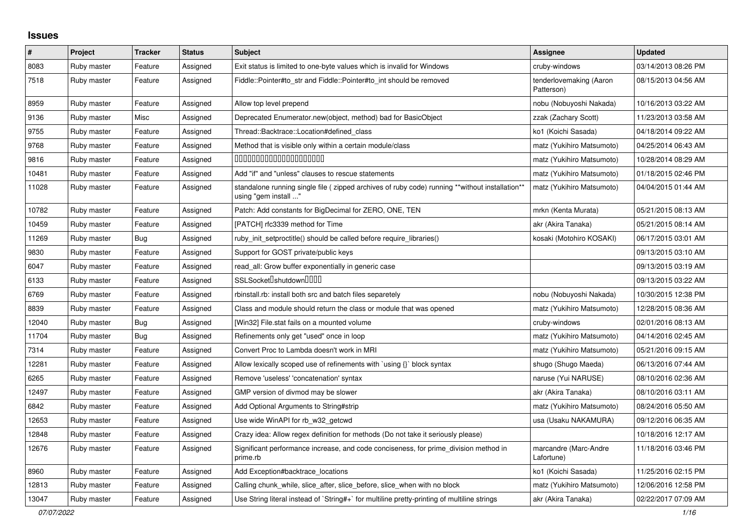# Issues

| # | Project | Tracker | Status | Subject | Assignee | Updated |
|---|---|---|---|---|---|---|
| 8083 | Ruby master | Feature | Assigned | Exit status is limited to one-byte values which is invalid for Windows | cruby-windows | 03/14/2013 08:26 PM |
| 7518 | Ruby master | Feature | Assigned | Fiddle::Pointer#to_str and Fiddle::Pointer#to_int should be removed | tenderlovemaking (Aaron Patterson) | 08/15/2013 04:56 AM |
| 8959 | Ruby master | Feature | Assigned | Allow top level prepend | nobu (Nobuyoshi Nakada) | 10/16/2013 03:22 AM |
| 9136 | Ruby master | Misc | Assigned | Deprecated Enumerator.new(object, method) bad for BasicObject | zzak (Zachary Scott) | 11/23/2013 03:58 AM |
| 9755 | Ruby master | Feature | Assigned | Thread::Backtrace::Location#defined_class | ko1 (Koichi Sasada) | 04/18/2014 09:22 AM |
| 9768 | Ruby master | Feature | Assigned | Method that is visible only within a certain module/class | matz (Yukihiro Matsumoto) | 04/25/2014 06:43 AM |
| 9816 | Ruby master | Feature | Assigned | □□□□□□□□□□□□□□□□□□□□□□ | matz (Yukihiro Matsumoto) | 10/28/2014 08:29 AM |
| 10481 | Ruby master | Feature | Assigned | Add "if" and "unless" clauses to rescue statements | matz (Yukihiro Matsumoto) | 01/18/2015 02:46 PM |
| 11028 | Ruby master | Feature | Assigned | standalone running single file ( zipped archives of ruby code) running **without installation** using "gem install ..." | matz (Yukihiro Matsumoto) | 04/04/2015 01:44 AM |
| 10782 | Ruby master | Feature | Assigned | Patch: Add constants for BigDecimal for ZERO, ONE, TEN | mrkn (Kenta Murata) | 05/21/2015 08:13 AM |
| 10459 | Ruby master | Feature | Assigned | [PATCH] rfc3339 method for Time | akr (Akira Tanaka) | 05/21/2015 08:14 AM |
| 11269 | Ruby master | Bug | Assigned | ruby_init_setproctitle() should be called before require_libraries() | kosaki (Motohiro KOSAKI) | 06/17/2015 03:01 AM |
| 9830 | Ruby master | Feature | Assigned | Support for GOST private/public keys | | 09/13/2015 03:10 AM |
| 6047 | Ruby master | Feature | Assigned | read_all: Grow buffer exponentially in generic case | | 09/13/2015 03:19 AM |
| 6133 | Ruby master | Feature | Assigned | SSLSocket□shutdown□□□□ | | 09/13/2015 03:22 AM |
| 6769 | Ruby master | Feature | Assigned | rbinstall.rb: install both src and batch files separetely | nobu (Nobuyoshi Nakada) | 10/30/2015 12:38 PM |
| 8839 | Ruby master | Feature | Assigned | Class and module should return the class or module that was opened | matz (Yukihiro Matsumoto) | 12/28/2015 08:36 AM |
| 12040 | Ruby master | Bug | Assigned | [Win32] File.stat fails on a mounted volume | cruby-windows | 02/01/2016 08:13 AM |
| 11704 | Ruby master | Bug | Assigned | Refinements only get "used" once in loop | matz (Yukihiro Matsumoto) | 04/14/2016 02:45 AM |
| 7314 | Ruby master | Feature | Assigned | Convert Proc to Lambda doesn't work in MRI | matz (Yukihiro Matsumoto) | 05/21/2016 09:15 AM |
| 12281 | Ruby master | Feature | Assigned | Allow lexically scoped use of refinements with `using {}` block syntax | shugo (Shugo Maeda) | 06/13/2016 07:44 AM |
| 6265 | Ruby master | Feature | Assigned | Remove 'useless' 'concatenation' syntax | naruse (Yui NARUSE) | 08/10/2016 02:36 AM |
| 12497 | Ruby master | Feature | Assigned | GMP version of divmod may be slower | akr (Akira Tanaka) | 08/10/2016 03:11 AM |
| 6842 | Ruby master | Feature | Assigned | Add Optional Arguments to String#strip | matz (Yukihiro Matsumoto) | 08/24/2016 05:50 AM |
| 12653 | Ruby master | Feature | Assigned | Use wide WinAPI for rb_w32_getcwd | usa (Usaku NAKAMURA) | 09/12/2016 06:35 AM |
| 12848 | Ruby master | Feature | Assigned | Crazy idea: Allow regex definition for methods (Do not take it seriously please) | | 10/18/2016 12:17 AM |
| 12676 | Ruby master | Feature | Assigned | Significant performance increase, and code conciseness, for prime_division method in prime.rb | marcandre (Marc-Andre Lafortune) | 11/18/2016 03:46 PM |
| 8960 | Ruby master | Feature | Assigned | Add Exception#backtrace_locations | ko1 (Koichi Sasada) | 11/25/2016 02:15 PM |
| 12813 | Ruby master | Feature | Assigned | Calling chunk_while, slice_after, slice_before, slice_when with no block | matz (Yukihiro Matsumoto) | 12/06/2016 12:58 PM |
| 13047 | Ruby master | Feature | Assigned | Use String literal instead of `String#+` for multiline pretty-printing of multiline strings | akr (Akira Tanaka) | 02/22/2017 07:09 AM |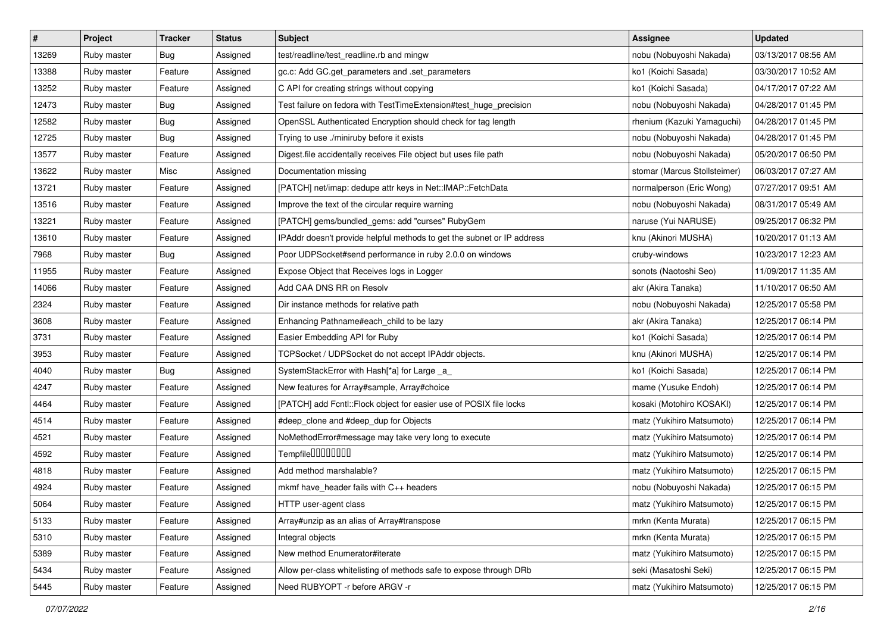| # | Project | Tracker | Status | Subject | Assignee | Updated |
| --- | --- | --- | --- | --- | --- | --- |
| 13269 | Ruby master | Bug | Assigned | test/readline/test_readline.rb and mingw | nobu (Nobuyoshi Nakada) | 03/13/2017 08:56 AM |
| 13388 | Ruby master | Feature | Assigned | gc.c: Add GC.get_parameters and .set_parameters | ko1 (Koichi Sasada) | 03/30/2017 10:52 AM |
| 13252 | Ruby master | Feature | Assigned | C API for creating strings without copying | ko1 (Koichi Sasada) | 04/17/2017 07:22 AM |
| 12473 | Ruby master | Bug | Assigned | Test failure on fedora with TestTimeExtension#test_huge_precision | nobu (Nobuyoshi Nakada) | 04/28/2017 01:45 PM |
| 12582 | Ruby master | Bug | Assigned | OpenSSL Authenticated Encryption should check for tag length | rhenium (Kazuki Yamaguchi) | 04/28/2017 01:45 PM |
| 12725 | Ruby master | Bug | Assigned | Trying to use ./miniruby before it exists | nobu (Nobuyoshi Nakada) | 04/28/2017 01:45 PM |
| 13577 | Ruby master | Feature | Assigned | Digest.file accidentally receives File object but uses file path | nobu (Nobuyoshi Nakada) | 05/20/2017 06:50 PM |
| 13622 | Ruby master | Misc | Assigned | Documentation missing | stomar (Marcus Stollsteimer) | 06/03/2017 07:27 AM |
| 13721 | Ruby master | Feature | Assigned | [PATCH] net/imap: dedupe attr keys in Net::IMAP::FetchData | normalperson (Eric Wong) | 07/27/2017 09:51 AM |
| 13516 | Ruby master | Feature | Assigned | Improve the text of the circular require warning | nobu (Nobuyoshi Nakada) | 08/31/2017 05:49 AM |
| 13221 | Ruby master | Feature | Assigned | [PATCH] gems/bundled_gems: add "curses" RubyGem | naruse (Yui NARUSE) | 09/25/2017 06:32 PM |
| 13610 | Ruby master | Feature | Assigned | IPAddr doesn't provide helpful methods to get the subnet or IP address | knu (Akinori MUSHA) | 10/20/2017 01:13 AM |
| 7968 | Ruby master | Bug | Assigned | Poor UDPSocket#send performance in ruby 2.0.0 on windows | cruby-windows | 10/23/2017 12:23 AM |
| 11955 | Ruby master | Feature | Assigned | Expose Object that Receives logs in Logger | sonots (Naotoshi Seo) | 11/09/2017 11:35 AM |
| 14066 | Ruby master | Feature | Assigned | Add CAA DNS RR on Resolv | akr (Akira Tanaka) | 11/10/2017 06:50 AM |
| 2324 | Ruby master | Feature | Assigned | Dir instance methods for relative path | nobu (Nobuyoshi Nakada) | 12/25/2017 05:58 PM |
| 3608 | Ruby master | Feature | Assigned | Enhancing Pathname#each_child to be lazy | akr (Akira Tanaka) | 12/25/2017 06:14 PM |
| 3731 | Ruby master | Feature | Assigned | Easier Embedding API for Ruby | ko1 (Koichi Sasada) | 12/25/2017 06:14 PM |
| 3953 | Ruby master | Feature | Assigned | TCPSocket / UDPSocket do not accept IPAddr objects. | knu (Akinori MUSHA) | 12/25/2017 06:14 PM |
| 4040 | Ruby master | Bug | Assigned | SystemStackError with Hash[*a] for Large _a_ | ko1 (Koichi Sasada) | 12/25/2017 06:14 PM |
| 4247 | Ruby master | Feature | Assigned | New features for Array#sample, Array#choice | mame (Yusuke Endoh) | 12/25/2017 06:14 PM |
| 4464 | Ruby master | Feature | Assigned | [PATCH] add Fcntl::Flock object for easier use of POSIX file locks | kosaki (Motohiro KOSAKI) | 12/25/2017 06:14 PM |
| 4514 | Ruby master | Feature | Assigned | #deep_clone and #deep_dup for Objects | matz (Yukihiro Matsumoto) | 12/25/2017 06:14 PM |
| 4521 | Ruby master | Feature | Assigned | NoMethodError#message may take very long to execute | matz (Yukihiro Matsumoto) | 12/25/2017 06:14 PM |
| 4592 | Ruby master | Feature | Assigned | Tempfile□□□□□□□□ | matz (Yukihiro Matsumoto) | 12/25/2017 06:14 PM |
| 4818 | Ruby master | Feature | Assigned | Add method marshalable? | matz (Yukihiro Matsumoto) | 12/25/2017 06:15 PM |
| 4924 | Ruby master | Feature | Assigned | mkmf have_header fails with C++ headers | nobu (Nobuyoshi Nakada) | 12/25/2017 06:15 PM |
| 5064 | Ruby master | Feature | Assigned | HTTP user-agent class | matz (Yukihiro Matsumoto) | 12/25/2017 06:15 PM |
| 5133 | Ruby master | Feature | Assigned | Array#unzip as an alias of Array#transpose | mrkn (Kenta Murata) | 12/25/2017 06:15 PM |
| 5310 | Ruby master | Feature | Assigned | Integral objects | mrkn (Kenta Murata) | 12/25/2017 06:15 PM |
| 5389 | Ruby master | Feature | Assigned | New method Enumerator#iterate | matz (Yukihiro Matsumoto) | 12/25/2017 06:15 PM |
| 5434 | Ruby master | Feature | Assigned | Allow per-class whitelisting of methods safe to expose through DRb | seki (Masatoshi Seki) | 12/25/2017 06:15 PM |
| 5445 | Ruby master | Feature | Assigned | Need RUBYOPT -r before ARGV -r | matz (Yukihiro Matsumoto) | 12/25/2017 06:15 PM |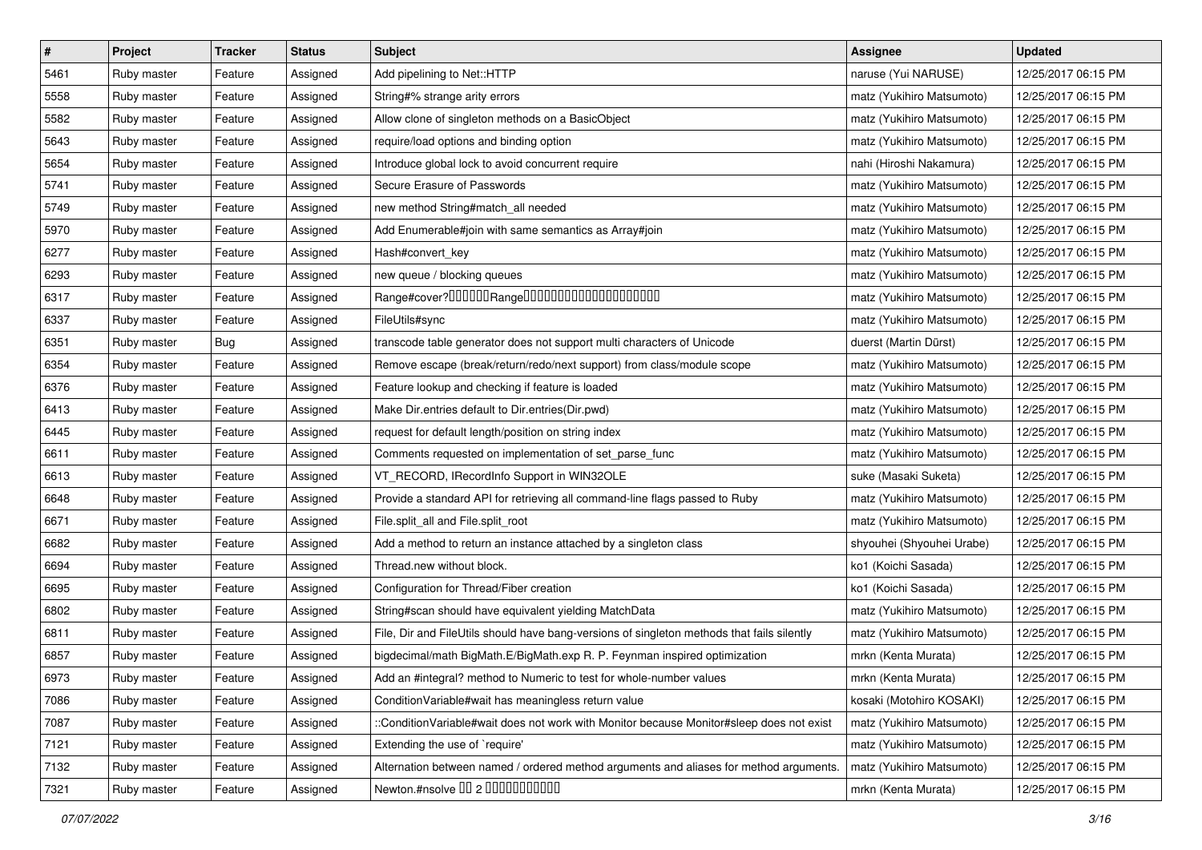| # | Project | Tracker | Status | Subject | Assignee | Updated |
|---|---|---|---|---|---|---|
| 5461 | Ruby master | Feature | Assigned | Add pipelining to Net::HTTP | naruse (Yui NARUSE) | 12/25/2017 06:15 PM |
| 5558 | Ruby master | Feature | Assigned | String#% strange arity errors | matz (Yukihiro Matsumoto) | 12/25/2017 06:15 PM |
| 5582 | Ruby master | Feature | Assigned | Allow clone of singleton methods on a BasicObject | matz (Yukihiro Matsumoto) | 12/25/2017 06:15 PM |
| 5643 | Ruby master | Feature | Assigned | require/load options and binding option | matz (Yukihiro Matsumoto) | 12/25/2017 06:15 PM |
| 5654 | Ruby master | Feature | Assigned | Introduce global lock to avoid concurrent require | nahi (Hiroshi Nakamura) | 12/25/2017 06:15 PM |
| 5741 | Ruby master | Feature | Assigned | Secure Erasure of Passwords | matz (Yukihiro Matsumoto) | 12/25/2017 06:15 PM |
| 5749 | Ruby master | Feature | Assigned | new method String#match_all needed | matz (Yukihiro Matsumoto) | 12/25/2017 06:15 PM |
| 5970 | Ruby master | Feature | Assigned | Add Enumerable#join with same semantics as Array#join | matz (Yukihiro Matsumoto) | 12/25/2017 06:15 PM |
| 6277 | Ruby master | Feature | Assigned | Hash#convert_key | matz (Yukihiro Matsumoto) | 12/25/2017 06:15 PM |
| 6293 | Ruby master | Feature | Assigned | new queue / blocking queues | matz (Yukihiro Matsumoto) | 12/25/2017 06:15 PM |
| 6317 | Ruby master | Feature | Assigned | Range#cover?□□□□□□Range□□□□□□□□□□□□□□□□□□□□ | matz (Yukihiro Matsumoto) | 12/25/2017 06:15 PM |
| 6337 | Ruby master | Feature | Assigned | FileUtils#sync | matz (Yukihiro Matsumoto) | 12/25/2017 06:15 PM |
| 6351 | Ruby master | Bug | Assigned | transcode table generator does not support multi characters of Unicode | duerst (Martin Dürst) | 12/25/2017 06:15 PM |
| 6354 | Ruby master | Feature | Assigned | Remove escape (break/return/redo/next support) from class/module scope | matz (Yukihiro Matsumoto) | 12/25/2017 06:15 PM |
| 6376 | Ruby master | Feature | Assigned | Feature lookup and checking if feature is loaded | matz (Yukihiro Matsumoto) | 12/25/2017 06:15 PM |
| 6413 | Ruby master | Feature | Assigned | Make Dir.entries default to Dir.entries(Dir.pwd) | matz (Yukihiro Matsumoto) | 12/25/2017 06:15 PM |
| 6445 | Ruby master | Feature | Assigned | request for default length/position on string index | matz (Yukihiro Matsumoto) | 12/25/2017 06:15 PM |
| 6611 | Ruby master | Feature | Assigned | Comments requested on implementation of set_parse_func | matz (Yukihiro Matsumoto) | 12/25/2017 06:15 PM |
| 6613 | Ruby master | Feature | Assigned | VT_RECORD, IRecordInfo Support in WIN32OLE | suke (Masaki Suketa) | 12/25/2017 06:15 PM |
| 6648 | Ruby master | Feature | Assigned | Provide a standard API for retrieving all command-line flags passed to Ruby | matz (Yukihiro Matsumoto) | 12/25/2017 06:15 PM |
| 6671 | Ruby master | Feature | Assigned | File.split_all and File.split_root | matz (Yukihiro Matsumoto) | 12/25/2017 06:15 PM |
| 6682 | Ruby master | Feature | Assigned | Add a method to return an instance attached by a singleton class | shyouhei (Shyouhei Urabe) | 12/25/2017 06:15 PM |
| 6694 | Ruby master | Feature | Assigned | Thread.new without block. | ko1 (Koichi Sasada) | 12/25/2017 06:15 PM |
| 6695 | Ruby master | Feature | Assigned | Configuration for Thread/Fiber creation | ko1 (Koichi Sasada) | 12/25/2017 06:15 PM |
| 6802 | Ruby master | Feature | Assigned | String#scan should have equivalent yielding MatchData | matz (Yukihiro Matsumoto) | 12/25/2017 06:15 PM |
| 6811 | Ruby master | Feature | Assigned | File, Dir and FileUtils should have bang-versions of singleton methods that fails silently | matz (Yukihiro Matsumoto) | 12/25/2017 06:15 PM |
| 6857 | Ruby master | Feature | Assigned | bigdecimal/math BigMath.E/BigMath.exp R. P. Feynman inspired optimization | mrkn (Kenta Murata) | 12/25/2017 06:15 PM |
| 6973 | Ruby master | Feature | Assigned | Add an #integral? method to Numeric to test for whole-number values | mrkn (Kenta Murata) | 12/25/2017 06:15 PM |
| 7086 | Ruby master | Feature | Assigned | ConditionVariable#wait has meaningless return value | kosaki (Motohiro KOSAKI) | 12/25/2017 06:15 PM |
| 7087 | Ruby master | Feature | Assigned | ::ConditionVariable#wait does not work with Monitor because Monitor#sleep does not exist | matz (Yukihiro Matsumoto) | 12/25/2017 06:15 PM |
| 7121 | Ruby master | Feature | Assigned | Extending the use of `require' | matz (Yukihiro Matsumoto) | 12/25/2017 06:15 PM |
| 7132 | Ruby master | Feature | Assigned | Alternation between named / ordered method arguments and aliases for method arguments. | matz (Yukihiro Matsumoto) | 12/25/2017 06:15 PM |
| 7321 | Ruby master | Feature | Assigned | Newton.#nsolve □□ 2 □□□□□□□□□□□ | mrkn (Kenta Murata) | 12/25/2017 06:15 PM |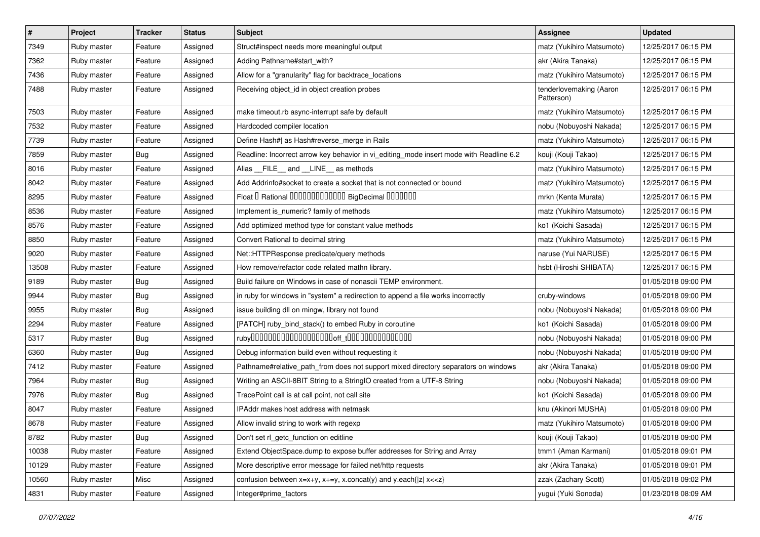| # | Project | Tracker | Status | Subject | Assignee | Updated |
|---|---|---|---|---|---|---|
| 7349 | Ruby master | Feature | Assigned | Struct#inspect needs more meaningful output | matz (Yukihiro Matsumoto) | 12/25/2017 06:15 PM |
| 7362 | Ruby master | Feature | Assigned | Adding Pathname#start_with? | akr (Akira Tanaka) | 12/25/2017 06:15 PM |
| 7436 | Ruby master | Feature | Assigned | Allow for a "granularity" flag for backtrace_locations | matz (Yukihiro Matsumoto) | 12/25/2017 06:15 PM |
| 7488 | Ruby master | Feature | Assigned | Receiving object_id in object creation probes | tenderlovemaking (Aaron Patterson) | 12/25/2017 06:15 PM |
| 7503 | Ruby master | Feature | Assigned | make timeout.rb async-interrupt safe by default | matz (Yukihiro Matsumoto) | 12/25/2017 06:15 PM |
| 7532 | Ruby master | Feature | Assigned | Hardcoded compiler location | nobu (Nobuyoshi Nakada) | 12/25/2017 06:15 PM |
| 7739 | Ruby master | Feature | Assigned | Define Hash#\| as Hash#reverse_merge in Rails | matz (Yukihiro Matsumoto) | 12/25/2017 06:15 PM |
| 7859 | Ruby master | Bug | Assigned | Readline: Incorrect arrow key behavior in vi_editing_mode insert mode with Readline 6.2 | kouji (Kouji Takao) | 12/25/2017 06:15 PM |
| 8016 | Ruby master | Feature | Assigned | Alias __FILE__ and __LINE__ as methods | matz (Yukihiro Matsumoto) | 12/25/2017 06:15 PM |
| 8042 | Ruby master | Feature | Assigned | Add Addrinfo#socket to create a socket that is not connected or bound | matz (Yukihiro Matsumoto) | 12/25/2017 06:15 PM |
| 8295 | Ruby master | Feature | Assigned | Float � Rational ������������� BigDecimal ������� | mrkn (Kenta Murata) | 12/25/2017 06:15 PM |
| 8536 | Ruby master | Feature | Assigned | Implement is_numeric? family of methods | matz (Yukihiro Matsumoto) | 12/25/2017 06:15 PM |
| 8576 | Ruby master | Feature | Assigned | Add optimized method type for constant value methods | ko1 (Koichi Sasada) | 12/25/2017 06:15 PM |
| 8850 | Ruby master | Feature | Assigned | Convert Rational to decimal string | matz (Yukihiro Matsumoto) | 12/25/2017 06:15 PM |
| 9020 | Ruby master | Feature | Assigned | Net::HTTPResponse predicate/query methods | naruse (Yui NARUSE) | 12/25/2017 06:15 PM |
| 13508 | Ruby master | Feature | Assigned | How remove/refactor code related mathn library. | hsbt (Hiroshi SHIBATA) | 12/25/2017 06:15 PM |
| 9189 | Ruby master | Bug | Assigned | Build failure on Windows in case of nonascii TEMP environment. | | 01/05/2018 09:00 PM |
| 9944 | Ruby master | Bug | Assigned | in ruby for windows in "system" a redirection to append a file works incorrectly | cruby-windows | 01/05/2018 09:00 PM |
| 9955 | Ruby master | Bug | Assigned | issue building dll on mingw, library not found | nobu (Nobuyoshi Nakada) | 01/05/2018 09:00 PM |
| 2294 | Ruby master | Feature | Assigned | [PATCH] ruby_bind_stack() to embed Ruby in coroutine | ko1 (Koichi Sasada) | 01/05/2018 09:00 PM |
| 5317 | Ruby master | Bug | Assigned | ruby��������������������off_t���������������� | nobu (Nobuyoshi Nakada) | 01/05/2018 09:00 PM |
| 6360 | Ruby master | Bug | Assigned | Debug information build even without requesting it | nobu (Nobuyoshi Nakada) | 01/05/2018 09:00 PM |
| 7412 | Ruby master | Feature | Assigned | Pathname#relative_path_from does not support mixed directory separators on windows | akr (Akira Tanaka) | 01/05/2018 09:00 PM |
| 7964 | Ruby master | Bug | Assigned | Writing an ASCII-8BIT String to a StringIO created from a UTF-8 String | nobu (Nobuyoshi Nakada) | 01/05/2018 09:00 PM |
| 7976 | Ruby master | Bug | Assigned | TracePoint call is at call point, not call site | ko1 (Koichi Sasada) | 01/05/2018 09:00 PM |
| 8047 | Ruby master | Feature | Assigned | IPAddr makes host address with netmask | knu (Akinori MUSHA) | 01/05/2018 09:00 PM |
| 8678 | Ruby master | Feature | Assigned | Allow invalid string to work with regexp | matz (Yukihiro Matsumoto) | 01/05/2018 09:00 PM |
| 8782 | Ruby master | Bug | Assigned | Don't set rl_getc_function on editline | kouji (Kouji Takao) | 01/05/2018 09:00 PM |
| 10038 | Ruby master | Feature | Assigned | Extend ObjectSpace.dump to expose buffer addresses for String and Array | tmm1 (Aman Karmani) | 01/05/2018 09:01 PM |
| 10129 | Ruby master | Feature | Assigned | More descriptive error message for failed net/http requests | akr (Akira Tanaka) | 01/05/2018 09:01 PM |
| 10560 | Ruby master | Misc | Assigned | confusion between x=x+y, x+=y, x.concat(y) and y.each{\|z\| x<<z} | zzak (Zachary Scott) | 01/05/2018 09:02 PM |
| 4831 | Ruby master | Feature | Assigned | Integer#prime_factors | yugui (Yuki Sonoda) | 01/23/2018 08:09 AM |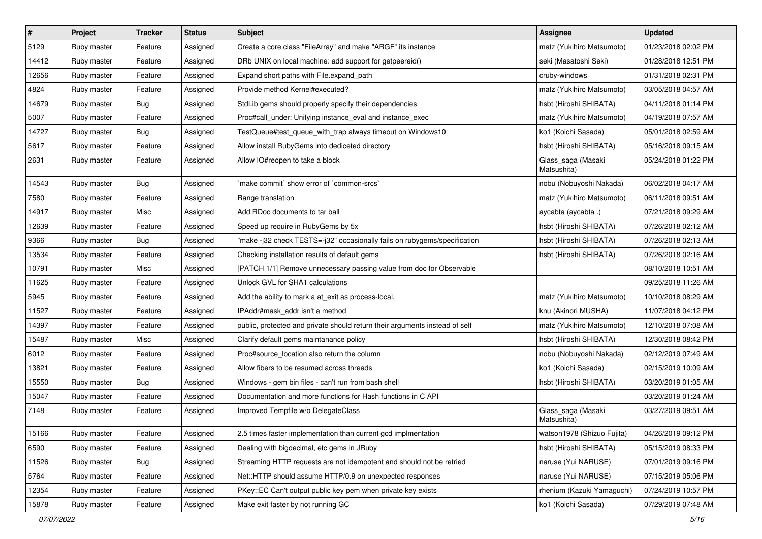| # | Project | Tracker | Status | Subject | Assignee | Updated |
|---|---|---|---|---|---|---|
| 5129 | Ruby master | Feature | Assigned | Create a core class "FileArray" and make "ARGF" its instance | matz (Yukihiro Matsumoto) | 01/23/2018 02:02 PM |
| 14412 | Ruby master | Feature | Assigned | DRb UNIX on local machine: add support for getpeereid() | seki (Masatoshi Seki) | 01/28/2018 12:51 PM |
| 12656 | Ruby master | Feature | Assigned | Expand short paths with File.expand_path | cruby-windows | 01/31/2018 02:31 PM |
| 4824 | Ruby master | Feature | Assigned | Provide method Kernel#executed? | matz (Yukihiro Matsumoto) | 03/05/2018 04:57 AM |
| 14679 | Ruby master | Bug | Assigned | StdLib gems should properly specify their dependencies | hsbt (Hiroshi SHIBATA) | 04/11/2018 01:14 PM |
| 5007 | Ruby master | Feature | Assigned | Proc#call_under: Unifying instance_eval and instance_exec | matz (Yukihiro Matsumoto) | 04/19/2018 07:57 AM |
| 14727 | Ruby master | Bug | Assigned | TestQueue#test_queue_with_trap always timeout on Windows10 | ko1 (Koichi Sasada) | 05/01/2018 02:59 AM |
| 5617 | Ruby master | Feature | Assigned | Allow install RubyGems into dediceted directory | hsbt (Hiroshi SHIBATA) | 05/16/2018 09:15 AM |
| 2631 | Ruby master | Feature | Assigned | Allow IO#reopen to take a block | Glass_saga (Masaki Matsushita) | 05/24/2018 01:22 PM |
| 14543 | Ruby master | Bug | Assigned | `make commit` show error of `common-srcs` | nobu (Nobuyoshi Nakada) | 06/02/2018 04:17 AM |
| 7580 | Ruby master | Feature | Assigned | Range translation | matz (Yukihiro Matsumoto) | 06/11/2018 09:51 AM |
| 14917 | Ruby master | Misc | Assigned | Add RDoc documents to tar ball | aycabta (aycabta .) | 07/21/2018 09:29 AM |
| 12639 | Ruby master | Feature | Assigned | Speed up require in RubyGems by 5x | hsbt (Hiroshi SHIBATA) | 07/26/2018 02:12 AM |
| 9366 | Ruby master | Bug | Assigned | "make -j32 check TESTS=-j32" occasionally fails on rubygems/specification | hsbt (Hiroshi SHIBATA) | 07/26/2018 02:13 AM |
| 13534 | Ruby master | Feature | Assigned | Checking installation results of default gems | hsbt (Hiroshi SHIBATA) | 07/26/2018 02:16 AM |
| 10791 | Ruby master | Misc | Assigned | [PATCH 1/1] Remove unnecessary passing value from doc for Observable | | 08/10/2018 10:51 AM |
| 11625 | Ruby master | Feature | Assigned | Unlock GVL for SHA1 calculations | | 09/25/2018 11:26 AM |
| 5945 | Ruby master | Feature | Assigned | Add the ability to mark a at_exit as process-local. | matz (Yukihiro Matsumoto) | 10/10/2018 08:29 AM |
| 11527 | Ruby master | Feature | Assigned | IPAddr#mask_addr isn't a method | knu (Akinori MUSHA) | 11/07/2018 04:12 PM |
| 14397 | Ruby master | Feature | Assigned | public, protected and private should return their arguments instead of self | matz (Yukihiro Matsumoto) | 12/10/2018 07:08 AM |
| 15487 | Ruby master | Misc | Assigned | Clarify default gems maintanance policy | hsbt (Hiroshi SHIBATA) | 12/30/2018 08:42 PM |
| 6012 | Ruby master | Feature | Assigned | Proc#source_location also return the column | nobu (Nobuyoshi Nakada) | 02/12/2019 07:49 AM |
| 13821 | Ruby master | Feature | Assigned | Allow fibers to be resumed across threads | ko1 (Koichi Sasada) | 02/15/2019 10:09 AM |
| 15550 | Ruby master | Bug | Assigned | Windows - gem bin files - can't run from bash shell | hsbt (Hiroshi SHIBATA) | 03/20/2019 01:05 AM |
| 15047 | Ruby master | Feature | Assigned | Documentation and more functions for Hash functions in C API | | 03/20/2019 01:24 AM |
| 7148 | Ruby master | Feature | Assigned | Improved Tempfile w/o DelegateClass | Glass_saga (Masaki Matsushita) | 03/27/2019 09:51 AM |
| 15166 | Ruby master | Feature | Assigned | 2.5 times faster implementation than current gcd implmentation | watson1978 (Shizuo Fujita) | 04/26/2019 09:12 PM |
| 6590 | Ruby master | Feature | Assigned | Dealing with bigdecimal, etc gems in JRuby | hsbt (Hiroshi SHIBATA) | 05/15/2019 08:33 PM |
| 11526 | Ruby master | Bug | Assigned | Streaming HTTP requests are not idempotent and should not be retried | naruse (Yui NARUSE) | 07/01/2019 09:16 PM |
| 5764 | Ruby master | Feature | Assigned | Net::HTTP should assume HTTP/0.9 on unexpected responses | naruse (Yui NARUSE) | 07/15/2019 05:06 PM |
| 12354 | Ruby master | Feature | Assigned | PKey::EC Can't output public key pem when private key exists | rhenium (Kazuki Yamaguchi) | 07/24/2019 10:57 PM |
| 15878 | Ruby master | Feature | Assigned | Make exit faster by not running GC | ko1 (Koichi Sasada) | 07/29/2019 07:48 AM |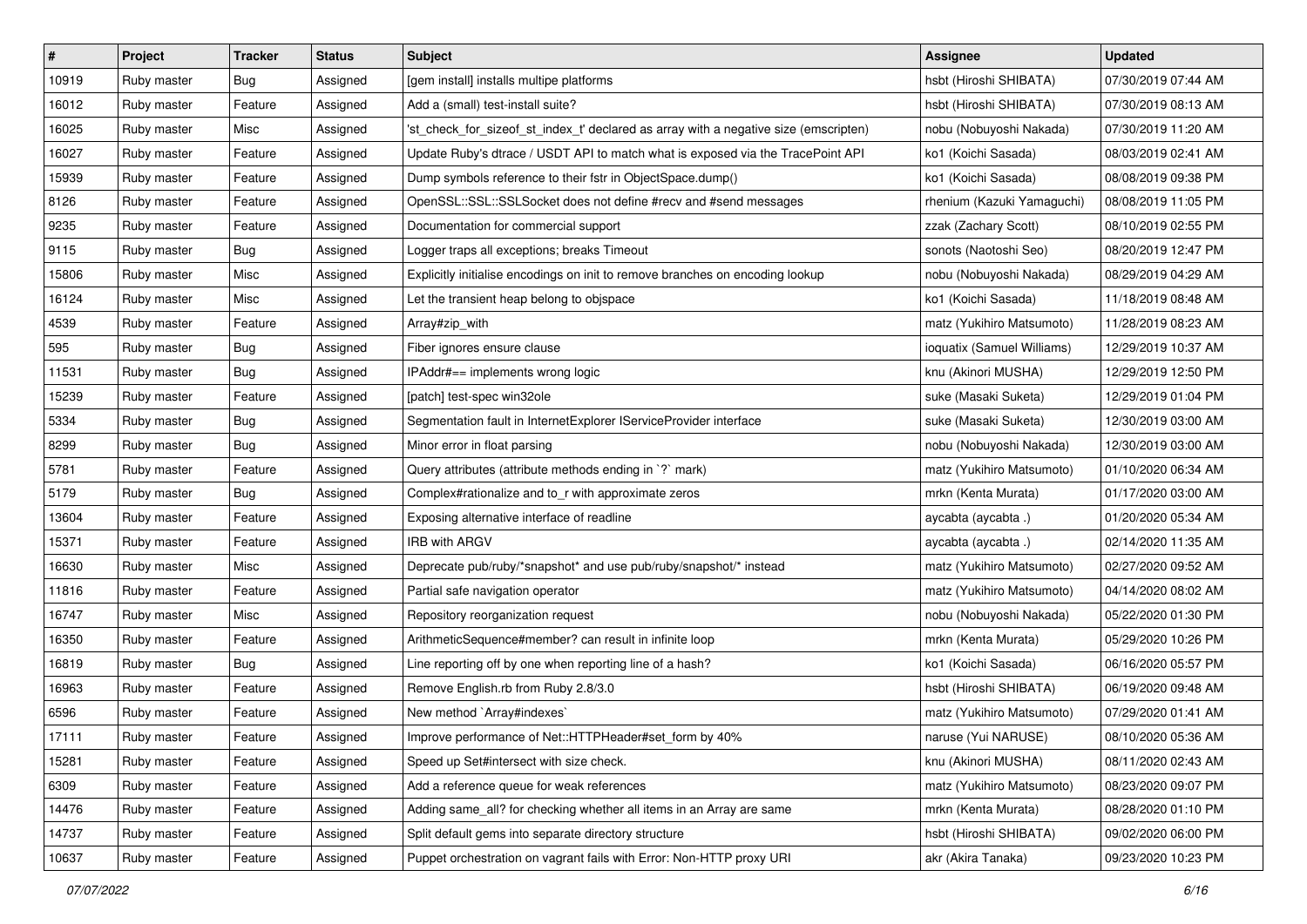| # | Project | Tracker | Status | Subject | Assignee | Updated |
|---|---|---|---|---|---|---|
| 10919 | Ruby master | Bug | Assigned | [gem install] installs multipe platforms | hsbt (Hiroshi SHIBATA) | 07/30/2019 07:44 AM |
| 16012 | Ruby master | Feature | Assigned | Add a (small) test-install suite? | hsbt (Hiroshi SHIBATA) | 07/30/2019 08:13 AM |
| 16025 | Ruby master | Misc | Assigned | 'st_check_for_sizeof_st_index_t' declared as array with a negative size (emscripten) | nobu (Nobuyoshi Nakada) | 07/30/2019 11:20 AM |
| 16027 | Ruby master | Feature | Assigned | Update Ruby's dtrace / USDT API to match what is exposed via the TracePoint API | ko1 (Koichi Sasada) | 08/03/2019 02:41 AM |
| 15939 | Ruby master | Feature | Assigned | Dump symbols reference to their fstr in ObjectSpace.dump() | ko1 (Koichi Sasada) | 08/08/2019 09:38 PM |
| 8126 | Ruby master | Feature | Assigned | OpenSSL::SSL::SSLSocket does not define #recv and #send messages | rhenium (Kazuki Yamaguchi) | 08/08/2019 11:05 PM |
| 9235 | Ruby master | Feature | Assigned | Documentation for commercial support | zzak (Zachary Scott) | 08/10/2019 02:55 PM |
| 9115 | Ruby master | Bug | Assigned | Logger traps all exceptions; breaks Timeout | sonots (Naotoshi Seo) | 08/20/2019 12:47 PM |
| 15806 | Ruby master | Misc | Assigned | Explicitly initialise encodings on init to remove branches on encoding lookup | nobu (Nobuyoshi Nakada) | 08/29/2019 04:29 AM |
| 16124 | Ruby master | Misc | Assigned | Let the transient heap belong to objspace | ko1 (Koichi Sasada) | 11/18/2019 08:48 AM |
| 4539 | Ruby master | Feature | Assigned | Array#zip_with | matz (Yukihiro Matsumoto) | 11/28/2019 08:23 AM |
| 595 | Ruby master | Bug | Assigned | Fiber ignores ensure clause | ioquatix (Samuel Williams) | 12/29/2019 10:37 AM |
| 11531 | Ruby master | Bug | Assigned | IPAddr#== implements wrong logic | knu (Akinori MUSHA) | 12/29/2019 12:50 PM |
| 15239 | Ruby master | Feature | Assigned | [patch] test-spec win32ole | suke (Masaki Suketa) | 12/29/2019 01:04 PM |
| 5334 | Ruby master | Bug | Assigned | Segmentation fault in InternetExplorer IServiceProvider interface | suke (Masaki Suketa) | 12/30/2019 03:00 AM |
| 8299 | Ruby master | Bug | Assigned | Minor error in float parsing | nobu (Nobuyoshi Nakada) | 12/30/2019 03:00 AM |
| 5781 | Ruby master | Feature | Assigned | Query attributes (attribute methods ending in `?` mark) | matz (Yukihiro Matsumoto) | 01/10/2020 06:34 AM |
| 5179 | Ruby master | Bug | Assigned | Complex#rationalize and to_r with approximate zeros | mrkn (Kenta Murata) | 01/17/2020 03:00 AM |
| 13604 | Ruby master | Feature | Assigned | Exposing alternative interface of readline | aycabta (aycabta .) | 01/20/2020 05:34 AM |
| 15371 | Ruby master | Feature | Assigned | IRB with ARGV | aycabta (aycabta .) | 02/14/2020 11:35 AM |
| 16630 | Ruby master | Misc | Assigned | Deprecate pub/ruby/*snapshot* and use pub/ruby/snapshot/* instead | matz (Yukihiro Matsumoto) | 02/27/2020 09:52 AM |
| 11816 | Ruby master | Feature | Assigned | Partial safe navigation operator | matz (Yukihiro Matsumoto) | 04/14/2020 08:02 AM |
| 16747 | Ruby master | Misc | Assigned | Repository reorganization request | nobu (Nobuyoshi Nakada) | 05/22/2020 01:30 PM |
| 16350 | Ruby master | Feature | Assigned | ArithmeticSequence#member? can result in infinite loop | mrkn (Kenta Murata) | 05/29/2020 10:26 PM |
| 16819 | Ruby master | Bug | Assigned | Line reporting off by one when reporting line of a hash? | ko1 (Koichi Sasada) | 06/16/2020 05:57 PM |
| 16963 | Ruby master | Feature | Assigned | Remove English.rb from Ruby 2.8/3.0 | hsbt (Hiroshi SHIBATA) | 06/19/2020 09:48 AM |
| 6596 | Ruby master | Feature | Assigned | New method `Array#indexes` | matz (Yukihiro Matsumoto) | 07/29/2020 01:41 AM |
| 17111 | Ruby master | Feature | Assigned | Improve performance of Net::HTTPHeader#set_form by 40% | naruse (Yui NARUSE) | 08/10/2020 05:36 AM |
| 15281 | Ruby master | Feature | Assigned | Speed up Set#intersect with size check. | knu (Akinori MUSHA) | 08/11/2020 02:43 AM |
| 6309 | Ruby master | Feature | Assigned | Add a reference queue for weak references | matz (Yukihiro Matsumoto) | 08/23/2020 09:07 PM |
| 14476 | Ruby master | Feature | Assigned | Adding same_all? for checking whether all items in an Array are same | mrkn (Kenta Murata) | 08/28/2020 01:10 PM |
| 14737 | Ruby master | Feature | Assigned | Split default gems into separate directory structure | hsbt (Hiroshi SHIBATA) | 09/02/2020 06:00 PM |
| 10637 | Ruby master | Feature | Assigned | Puppet orchestration on vagrant fails with Error: Non-HTTP proxy URI | akr (Akira Tanaka) | 09/23/2020 10:23 PM |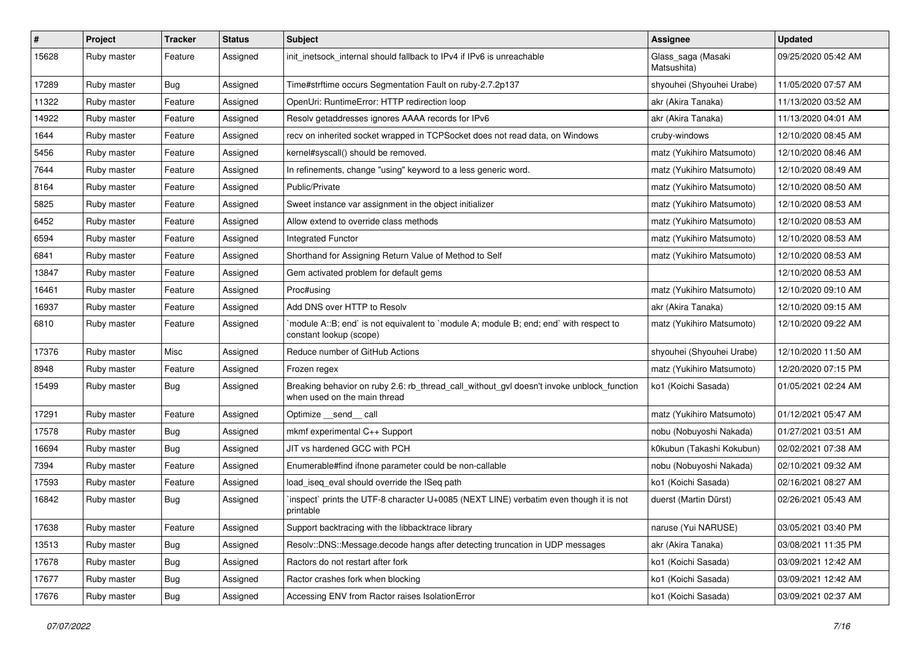| # | Project | Tracker | Status | Subject | Assignee | Updated |
|---|---|---|---|---|---|---|
| 15628 | Ruby master | Feature | Assigned | init_inetsock_internal should fallback to IPv4 if IPv6 is unreachable | Glass_saga (Masaki Matsushita) | 09/25/2020 05:42 AM |
| 17289 | Ruby master | Bug | Assigned | Time#strftime occurs Segmentation Fault on ruby-2.7.2p137 | shyouhei (Shyouhei Urabe) | 11/05/2020 07:57 AM |
| 11322 | Ruby master | Feature | Assigned | OpenUri: RuntimeError: HTTP redirection loop | akr (Akira Tanaka) | 11/13/2020 03:52 AM |
| 14922 | Ruby master | Feature | Assigned | Resolv getaddresses ignores AAAA records for IPv6 | akr (Akira Tanaka) | 11/13/2020 04:01 AM |
| 1644 | Ruby master | Feature | Assigned | recv on inherited socket wrapped in TCPSocket does not read data, on Windows | cruby-windows | 12/10/2020 08:45 AM |
| 5456 | Ruby master | Feature | Assigned | kernel#syscall() should be removed. | matz (Yukihiro Matsumoto) | 12/10/2020 08:46 AM |
| 7644 | Ruby master | Feature | Assigned | In refinements, change "using" keyword to a less generic word. | matz (Yukihiro Matsumoto) | 12/10/2020 08:49 AM |
| 8164 | Ruby master | Feature | Assigned | Public/Private | matz (Yukihiro Matsumoto) | 12/10/2020 08:50 AM |
| 5825 | Ruby master | Feature | Assigned | Sweet instance var assignment in the object initializer | matz (Yukihiro Matsumoto) | 12/10/2020 08:53 AM |
| 6452 | Ruby master | Feature | Assigned | Allow extend to override class methods | matz (Yukihiro Matsumoto) | 12/10/2020 08:53 AM |
| 6594 | Ruby master | Feature | Assigned | Integrated Functor | matz (Yukihiro Matsumoto) | 12/10/2020 08:53 AM |
| 6841 | Ruby master | Feature | Assigned | Shorthand for Assigning Return Value of Method to Self | matz (Yukihiro Matsumoto) | 12/10/2020 08:53 AM |
| 13847 | Ruby master | Feature | Assigned | Gem activated problem for default gems | | 12/10/2020 08:53 AM |
| 16461 | Ruby master | Feature | Assigned | Proc#using | matz (Yukihiro Matsumoto) | 12/10/2020 09:10 AM |
| 16937 | Ruby master | Feature | Assigned | Add DNS over HTTP to Resolv | akr (Akira Tanaka) | 12/10/2020 09:15 AM |
| 6810 | Ruby master | Feature | Assigned | `module A::B; end` is not equivalent to `module A; module B; end; end` with respect to constant lookup (scope) | matz (Yukihiro Matsumoto) | 12/10/2020 09:22 AM |
| 17376 | Ruby master | Misc | Assigned | Reduce number of GitHub Actions | shyouhei (Shyouhei Urabe) | 12/10/2020 11:50 AM |
| 8948 | Ruby master | Feature | Assigned | Frozen regex | matz (Yukihiro Matsumoto) | 12/20/2020 07:15 PM |
| 15499 | Ruby master | Bug | Assigned | Breaking behavior on ruby 2.6: rb_thread_call_without_gvl doesn't invoke unblock_function when used on the main thread | ko1 (Koichi Sasada) | 01/05/2021 02:24 AM |
| 17291 | Ruby master | Feature | Assigned | Optimize __send__ call | matz (Yukihiro Matsumoto) | 01/12/2021 05:47 AM |
| 17578 | Ruby master | Bug | Assigned | mkmf experimental C++ Support | nobu (Nobuyoshi Nakada) | 01/27/2021 03:51 AM |
| 16694 | Ruby master | Bug | Assigned | JIT vs hardened GCC with PCH | k0kubun (Takashi Kokubun) | 02/02/2021 07:38 AM |
| 7394 | Ruby master | Feature | Assigned | Enumerable#find ifnone parameter could be non-callable | nobu (Nobuyoshi Nakada) | 02/10/2021 09:32 AM |
| 17593 | Ruby master | Feature | Assigned | load_iseq_eval should override the ISeq path | ko1 (Koichi Sasada) | 02/16/2021 08:27 AM |
| 16842 | Ruby master | Bug | Assigned | `inspect` prints the UTF-8 character U+0085 (NEXT LINE) verbatim even though it is not printable | duerst (Martin Dürst) | 02/26/2021 05:43 AM |
| 17638 | Ruby master | Feature | Assigned | Support backtracing with the libbacktrace library | naruse (Yui NARUSE) | 03/05/2021 03:40 PM |
| 13513 | Ruby master | Bug | Assigned | Resolv::DNS::Message.decode hangs after detecting truncation in UDP messages | akr (Akira Tanaka) | 03/08/2021 11:35 PM |
| 17678 | Ruby master | Bug | Assigned | Ractors do not restart after fork | ko1 (Koichi Sasada) | 03/09/2021 12:42 AM |
| 17677 | Ruby master | Bug | Assigned | Ractor crashes fork when blocking | ko1 (Koichi Sasada) | 03/09/2021 12:42 AM |
| 17676 | Ruby master | Bug | Assigned | Accessing ENV from Ractor raises IsolationError | ko1 (Koichi Sasada) | 03/09/2021 02:37 AM |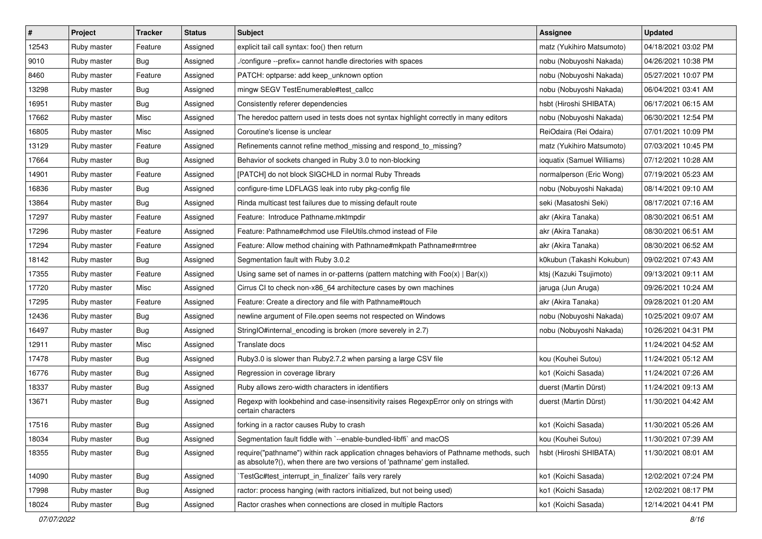| # | Project | Tracker | Status | Subject | Assignee | Updated |
|---|---|---|---|---|---|---|
| 12543 | Ruby master | Feature | Assigned | explicit tail call syntax: foo() then return | matz (Yukihiro Matsumoto) | 04/18/2021 03:02 PM |
| 9010 | Ruby master | Bug | Assigned | ./configure --prefix= cannot handle directories with spaces | nobu (Nobuyoshi Nakada) | 04/26/2021 10:38 PM |
| 8460 | Ruby master | Feature | Assigned | PATCH: optparse: add keep_unknown option | nobu (Nobuyoshi Nakada) | 05/27/2021 10:07 PM |
| 13298 | Ruby master | Bug | Assigned | mingw SEGV TestEnumerable#test_callcc | nobu (Nobuyoshi Nakada) | 06/04/2021 03:41 AM |
| 16951 | Ruby master | Bug | Assigned | Consistently referer dependencies | hsbt (Hiroshi SHIBATA) | 06/17/2021 06:15 AM |
| 17662 | Ruby master | Misc | Assigned | The heredoc pattern used in tests does not syntax highlight correctly in many editors | nobu (Nobuyoshi Nakada) | 06/30/2021 12:54 PM |
| 16805 | Ruby master | Misc | Assigned | Coroutine's license is unclear | ReiOdaira (Rei Odaira) | 07/01/2021 10:09 PM |
| 13129 | Ruby master | Feature | Assigned | Refinements cannot refine method_missing and respond_to_missing? | matz (Yukihiro Matsumoto) | 07/03/2021 10:45 PM |
| 17664 | Ruby master | Bug | Assigned | Behavior of sockets changed in Ruby 3.0 to non-blocking | ioquatix (Samuel Williams) | 07/12/2021 10:28 AM |
| 14901 | Ruby master | Feature | Assigned | [PATCH] do not block SIGCHLD in normal Ruby Threads | normalperson (Eric Wong) | 07/19/2021 05:23 AM |
| 16836 | Ruby master | Bug | Assigned | configure-time LDFLAGS leak into ruby pkg-config file | nobu (Nobuyoshi Nakada) | 08/14/2021 09:10 AM |
| 13864 | Ruby master | Bug | Assigned | Rinda multicast test failures due to missing default route | seki (Masatoshi Seki) | 08/17/2021 07:16 AM |
| 17297 | Ruby master | Feature | Assigned | Feature:  Introduce Pathname.mktmpdir | akr (Akira Tanaka) | 08/30/2021 06:51 AM |
| 17296 | Ruby master | Feature | Assigned | Feature: Pathname#chmod use FileUtils.chmod instead of File | akr (Akira Tanaka) | 08/30/2021 06:51 AM |
| 17294 | Ruby master | Feature | Assigned | Feature: Allow method chaining with Pathname#mkpath Pathname#rmtree | akr (Akira Tanaka) | 08/30/2021 06:52 AM |
| 18142 | Ruby master | Bug | Assigned | Segmentation fault with Ruby 3.0.2 | k0kubun (Takashi Kokubun) | 09/02/2021 07:43 AM |
| 17355 | Ruby master | Feature | Assigned | Using same set of names in or-patterns (pattern matching with Foo(x) \| Bar(x)) | ktsj (Kazuki Tsujimoto) | 09/13/2021 09:11 AM |
| 17720 | Ruby master | Misc | Assigned | Cirrus CI to check non-x86_64 architecture cases by own machines | jaruga (Jun Aruga) | 09/26/2021 10:24 AM |
| 17295 | Ruby master | Feature | Assigned | Feature: Create a directory and file with Pathname#touch | akr (Akira Tanaka) | 09/28/2021 01:20 AM |
| 12436 | Ruby master | Bug | Assigned | newline argument of File.open seems not respected on Windows | nobu (Nobuyoshi Nakada) | 10/25/2021 09:07 AM |
| 16497 | Ruby master | Bug | Assigned | StringIO#internal_encoding is broken (more severely in 2.7) | nobu (Nobuyoshi Nakada) | 10/26/2021 04:31 PM |
| 12911 | Ruby master | Misc | Assigned | Translate docs | | 11/24/2021 04:52 AM |
| 17478 | Ruby master | Bug | Assigned | Ruby3.0 is slower than Ruby2.7.2 when parsing a large CSV file | kou (Kouhei Sutou) | 11/24/2021 05:12 AM |
| 16776 | Ruby master | Bug | Assigned | Regression in coverage library | ko1 (Koichi Sasada) | 11/24/2021 07:26 AM |
| 18337 | Ruby master | Bug | Assigned | Ruby allows zero-width characters in identifiers | duerst (Martin Dürst) | 11/24/2021 09:13 AM |
| 13671 | Ruby master | Bug | Assigned | Regexp with lookbehind and case-insensitivity raises RegexpError only on strings with certain characters | duerst (Martin Dürst) | 11/30/2021 04:42 AM |
| 17516 | Ruby master | Bug | Assigned | forking in a ractor causes Ruby to crash | ko1 (Koichi Sasada) | 11/30/2021 05:26 AM |
| 18034 | Ruby master | Bug | Assigned | Segmentation fault fiddle with `--enable-bundled-libffi` and macOS | kou (Kouhei Sutou) | 11/30/2021 07:39 AM |
| 18355 | Ruby master | Bug | Assigned | require("pathname") within rack application chnages behaviors of Pathname methods, such as absolute?(), when there are two versions of 'pathname' gem installed. | hsbt (Hiroshi SHIBATA) | 11/30/2021 08:01 AM |
| 14090 | Ruby master | Bug | Assigned | `TestGc#test_interrupt_in_finalizer` fails very rarely | ko1 (Koichi Sasada) | 12/02/2021 07:24 PM |
| 17998 | Ruby master | Bug | Assigned | ractor: process hanging (with ractors initialized, but not being used) | ko1 (Koichi Sasada) | 12/02/2021 08:17 PM |
| 18024 | Ruby master | Bug | Assigned | Ractor crashes when connections are closed in multiple Ractors | ko1 (Koichi Sasada) | 12/14/2021 04:41 PM |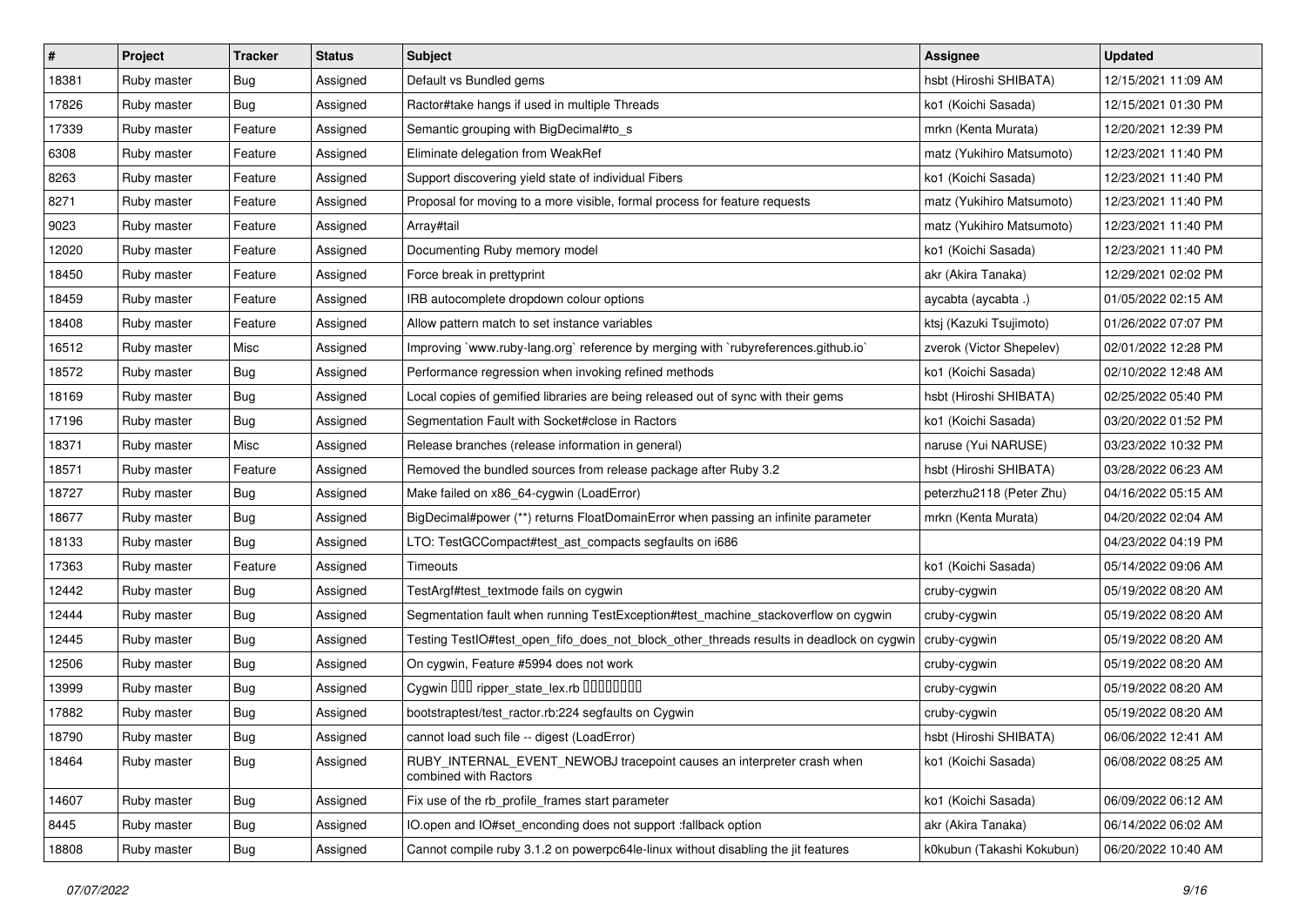| # | Project | Tracker | Status | Subject | Assignee | Updated |
|---|---|---|---|---|---|---|
| 18381 | Ruby master | Bug | Assigned | Default vs Bundled gems | hsbt (Hiroshi SHIBATA) | 12/15/2021 11:09 AM |
| 17826 | Ruby master | Bug | Assigned | Ractor#take hangs if used in multiple Threads | ko1 (Koichi Sasada) | 12/15/2021 01:30 PM |
| 17339 | Ruby master | Feature | Assigned | Semantic grouping with BigDecimal#to_s | mrkn (Kenta Murata) | 12/20/2021 12:39 PM |
| 6308 | Ruby master | Feature | Assigned | Eliminate delegation from WeakRef | matz (Yukihiro Matsumoto) | 12/23/2021 11:40 PM |
| 8263 | Ruby master | Feature | Assigned | Support discovering yield state of individual Fibers | ko1 (Koichi Sasada) | 12/23/2021 11:40 PM |
| 8271 | Ruby master | Feature | Assigned | Proposal for moving to a more visible, formal process for feature requests | matz (Yukihiro Matsumoto) | 12/23/2021 11:40 PM |
| 9023 | Ruby master | Feature | Assigned | Array#tail | matz (Yukihiro Matsumoto) | 12/23/2021 11:40 PM |
| 12020 | Ruby master | Feature | Assigned | Documenting Ruby memory model | ko1 (Koichi Sasada) | 12/23/2021 11:40 PM |
| 18450 | Ruby master | Feature | Assigned | Force break in prettyprint | akr (Akira Tanaka) | 12/29/2021 02:02 PM |
| 18459 | Ruby master | Feature | Assigned | IRB autocomplete dropdown colour options | aycabta (aycabta .) | 01/05/2022 02:15 AM |
| 18408 | Ruby master | Feature | Assigned | Allow pattern match to set instance variables | ktsj (Kazuki Tsujimoto) | 01/26/2022 07:07 PM |
| 16512 | Ruby master | Misc | Assigned | Improving `www.ruby-lang.org` reference by merging with `rubyreferences.github.io` | zverok (Victor Shepelev) | 02/01/2022 12:28 PM |
| 18572 | Ruby master | Bug | Assigned | Performance regression when invoking refined methods | ko1 (Koichi Sasada) | 02/10/2022 12:48 AM |
| 18169 | Ruby master | Bug | Assigned | Local copies of gemified libraries are being released out of sync with their gems | hsbt (Hiroshi SHIBATA) | 02/25/2022 05:40 PM |
| 17196 | Ruby master | Bug | Assigned | Segmentation Fault with Socket#close in Ractors | ko1 (Koichi Sasada) | 03/20/2022 01:52 PM |
| 18371 | Ruby master | Misc | Assigned | Release branches (release information in general) | naruse (Yui NARUSE) | 03/23/2022 10:32 PM |
| 18571 | Ruby master | Feature | Assigned | Removed the bundled sources from release package after Ruby 3.2 | hsbt (Hiroshi SHIBATA) | 03/28/2022 06:23 AM |
| 18727 | Ruby master | Bug | Assigned | Make failed on x86_64-cygwin (LoadError) | peterzhu2118 (Peter Zhu) | 04/16/2022 05:15 AM |
| 18677 | Ruby master | Bug | Assigned | BigDecimal#power (**) returns FloatDomainError when passing an infinite parameter | mrkn (Kenta Murata) | 04/20/2022 02:04 AM |
| 18133 | Ruby master | Bug | Assigned | LTO: TestGCCompact#test_ast_compacts segfaults on i686 | | 04/23/2022 04:19 PM |
| 17363 | Ruby master | Feature | Assigned | Timeouts | ko1 (Koichi Sasada) | 05/14/2022 09:06 AM |
| 12442 | Ruby master | Bug | Assigned | TestArgf#test_textmode fails on cygwin | cruby-cygwin | 05/19/2022 08:20 AM |
| 12444 | Ruby master | Bug | Assigned | Segmentation fault when running TestException#test_machine_stackoverflow on cygwin | cruby-cygwin | 05/19/2022 08:20 AM |
| 12445 | Ruby master | Bug | Assigned | Testing TestIO#test_open_fifo_does_not_block_other_threads results in deadlock on cygwin | cruby-cygwin | 05/19/2022 08:20 AM |
| 12506 | Ruby master | Bug | Assigned | On cygwin, Feature #5994 does not work | cruby-cygwin | 05/19/2022 08:20 AM |
| 13999 | Ruby master | Bug | Assigned | Cygwin ��� ripper_state_lex.rb �������� | cruby-cygwin | 05/19/2022 08:20 AM |
| 17882 | Ruby master | Bug | Assigned | bootstraptest/test_ractor.rb:224 segfaults on Cygwin | cruby-cygwin | 05/19/2022 08:20 AM |
| 18790 | Ruby master | Bug | Assigned | cannot load such file -- digest (LoadError) | hsbt (Hiroshi SHIBATA) | 06/06/2022 12:41 AM |
| 18464 | Ruby master | Bug | Assigned | RUBY_INTERNAL_EVENT_NEWOBJ tracepoint causes an interpreter crash when combined with Ractors | ko1 (Koichi Sasada) | 06/08/2022 08:25 AM |
| 14607 | Ruby master | Bug | Assigned | Fix use of the rb_profile_frames start parameter | ko1 (Koichi Sasada) | 06/09/2022 06:12 AM |
| 8445 | Ruby master | Bug | Assigned | IO.open and IO#set_enconding does not support :fallback option | akr (Akira Tanaka) | 06/14/2022 06:02 AM |
| 18808 | Ruby master | Bug | Assigned | Cannot compile ruby 3.1.2 on powerpc64le-linux without disabling the jit features | k0kubun (Takashi Kokubun) | 06/20/2022 10:40 AM |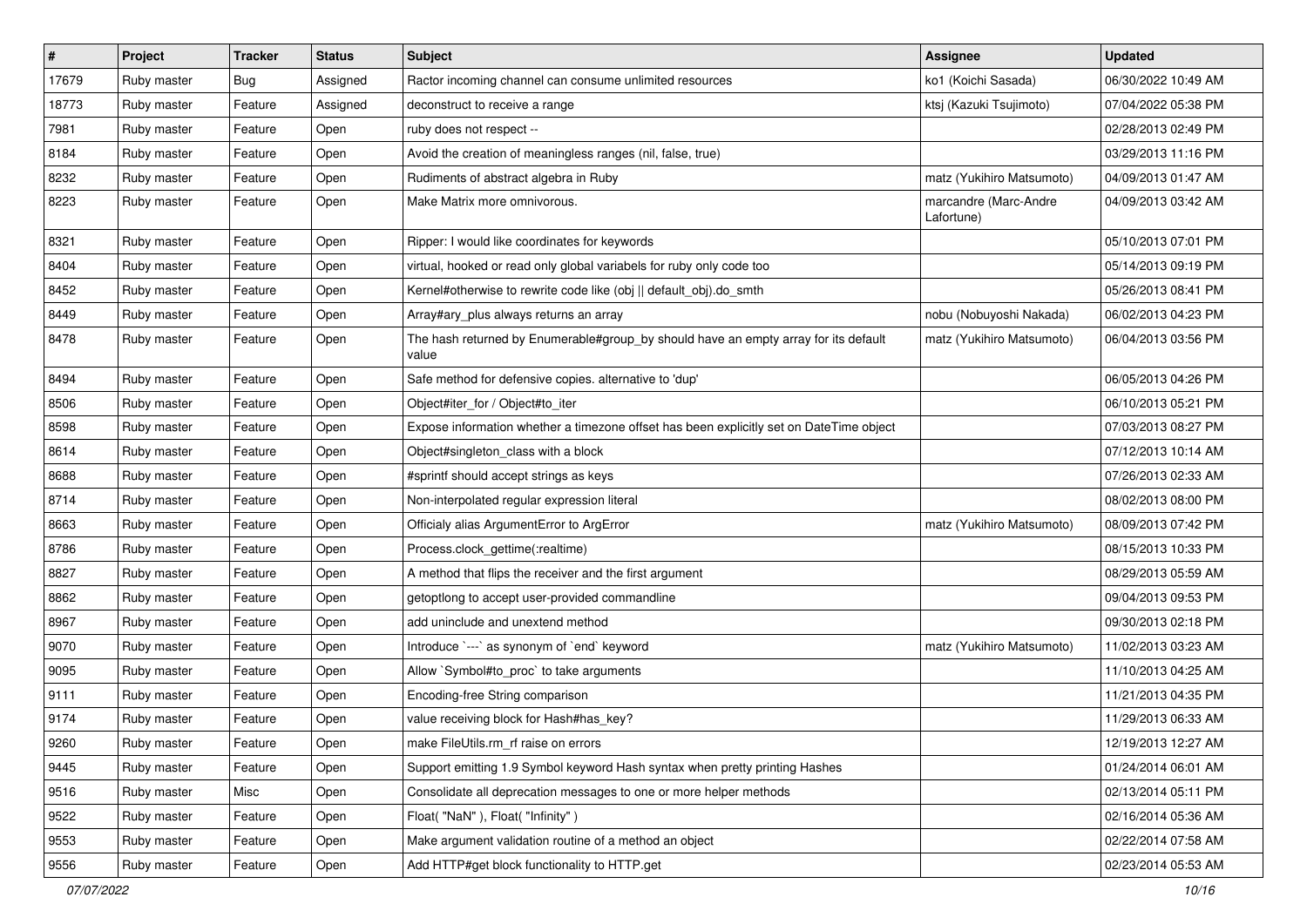| # | Project | Tracker | Status | Subject | Assignee | Updated |
|---|---|---|---|---|---|---|
| 17679 | Ruby master | Bug | Assigned | Ractor incoming channel can consume unlimited resources | ko1 (Koichi Sasada) | 06/30/2022 10:49 AM |
| 18773 | Ruby master | Feature | Assigned | deconstruct to receive a range | ktsj (Kazuki Tsujimoto) | 07/04/2022 05:38 PM |
| 7981 | Ruby master | Feature | Open | ruby does not respect -- | | 02/28/2013 02:49 PM |
| 8184 | Ruby master | Feature | Open | Avoid the creation of meaningless ranges (nil, false, true) | | 03/29/2013 11:16 PM |
| 8232 | Ruby master | Feature | Open | Rudiments of abstract algebra in Ruby | matz (Yukihiro Matsumoto) | 04/09/2013 01:47 AM |
| 8223 | Ruby master | Feature | Open | Make Matrix more omnivorous. | marcandre (Marc-Andre Lafortune) | 04/09/2013 03:42 AM |
| 8321 | Ruby master | Feature | Open | Ripper: I would like coordinates for keywords | | 05/10/2013 07:01 PM |
| 8404 | Ruby master | Feature | Open | virtual, hooked or read only global variabels for ruby only code too | | 05/14/2013 09:19 PM |
| 8452 | Ruby master | Feature | Open | Kernel#otherwise to rewrite code like (obj \|\| default_obj).do_smth | | 05/26/2013 08:41 PM |
| 8449 | Ruby master | Feature | Open | Array#ary_plus always returns an array | nobu (Nobuyoshi Nakada) | 06/02/2013 04:23 PM |
| 8478 | Ruby master | Feature | Open | The hash returned by Enumerable#group_by should have an empty array for its default value | matz (Yukihiro Matsumoto) | 06/04/2013 03:56 PM |
| 8494 | Ruby master | Feature | Open | Safe method for defensive copies. alternative to 'dup' | | 06/05/2013 04:26 PM |
| 8506 | Ruby master | Feature | Open | Object#iter_for / Object#to_iter | | 06/10/2013 05:21 PM |
| 8598 | Ruby master | Feature | Open | Expose information whether a timezone offset has been explicitly set on DateTime object | | 07/03/2013 08:27 PM |
| 8614 | Ruby master | Feature | Open | Object#singleton_class with a block | | 07/12/2013 10:14 AM |
| 8688 | Ruby master | Feature | Open | #sprintf should accept strings as keys | | 07/26/2013 02:33 AM |
| 8714 | Ruby master | Feature | Open | Non-interpolated regular expression literal | | 08/02/2013 08:00 PM |
| 8663 | Ruby master | Feature | Open | Officialy alias ArgumentError to ArgError | matz (Yukihiro Matsumoto) | 08/09/2013 07:42 PM |
| 8786 | Ruby master | Feature | Open | Process.clock_gettime(:realtime) | | 08/15/2013 10:33 PM |
| 8827 | Ruby master | Feature | Open | A method that flips the receiver and the first argument | | 08/29/2013 05:59 AM |
| 8862 | Ruby master | Feature | Open | getoptlong to accept user-provided commandline | | 09/04/2013 09:53 PM |
| 8967 | Ruby master | Feature | Open | add uninclude and unextend method | | 09/30/2013 02:18 PM |
| 9070 | Ruby master | Feature | Open | Introduce `---` as synonym of `end` keyword | matz (Yukihiro Matsumoto) | 11/02/2013 03:23 AM |
| 9095 | Ruby master | Feature | Open | Allow `Symbol#to_proc` to take arguments | | 11/10/2013 04:25 AM |
| 9111 | Ruby master | Feature | Open | Encoding-free String comparison | | 11/21/2013 04:35 PM |
| 9174 | Ruby master | Feature | Open | value receiving block for Hash#has_key? | | 11/29/2013 06:33 AM |
| 9260 | Ruby master | Feature | Open | make FileUtils.rm_rf raise on errors | | 12/19/2013 12:27 AM |
| 9445 | Ruby master | Feature | Open | Support emitting 1.9 Symbol keyword Hash syntax when pretty printing Hashes | | 01/24/2014 06:01 AM |
| 9516 | Ruby master | Misc | Open | Consolidate all deprecation messages to one or more helper methods | | 02/13/2014 05:11 PM |
| 9522 | Ruby master | Feature | Open | Float( "NaN" ), Float( "Infinity" ) | | 02/16/2014 05:36 AM |
| 9553 | Ruby master | Feature | Open | Make argument validation routine of a method an object | | 02/22/2014 07:58 AM |
| 9556 | Ruby master | Feature | Open | Add HTTP#get block functionality to HTTP.get | | 02/23/2014 05:53 AM |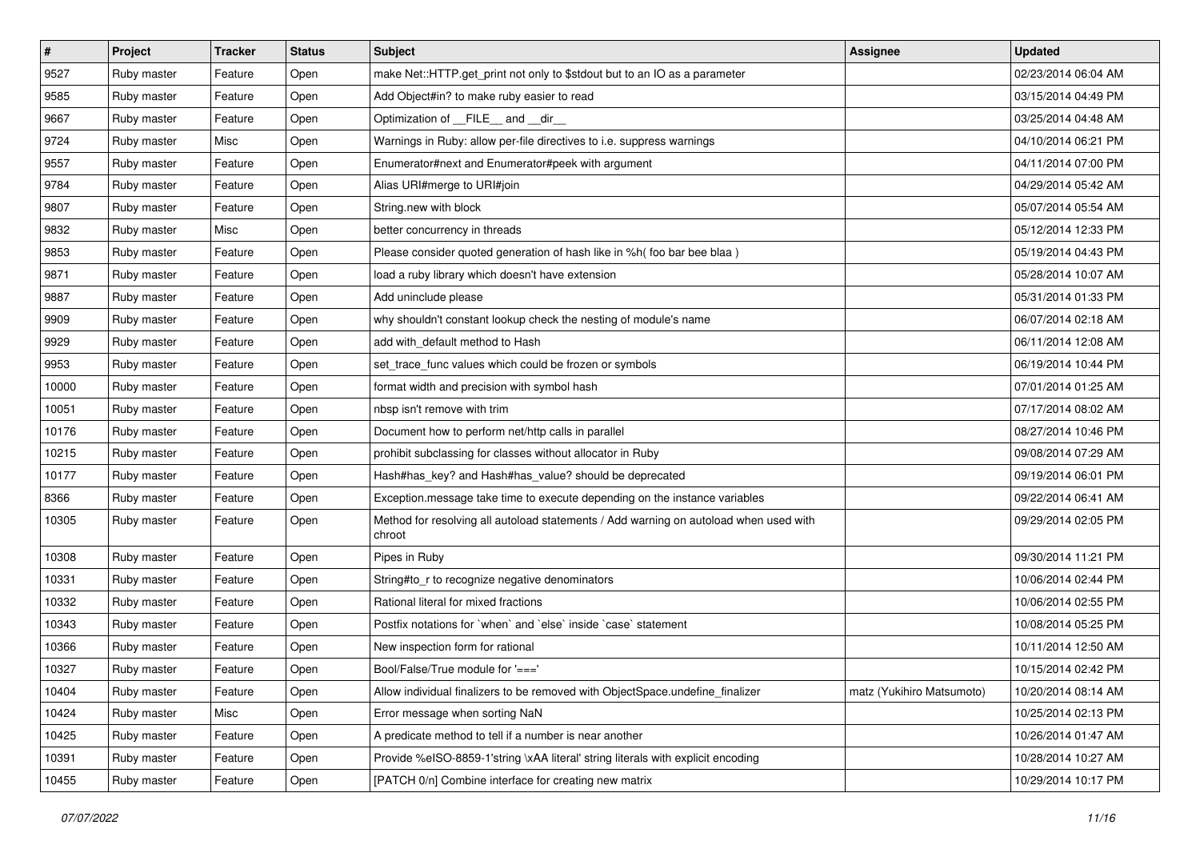| # | Project | Tracker | Status | Subject | Assignee | Updated |
|---|---|---|---|---|---|---|
| 9527 | Ruby master | Feature | Open | make Net::HTTP.get_print not only to $stdout but to an IO as a parameter | | 02/23/2014 06:04 AM |
| 9585 | Ruby master | Feature | Open | Add Object#in? to make ruby easier to read | | 03/15/2014 04:49 PM |
| 9667 | Ruby master | Feature | Open | Optimization of __FILE__ and __dir__ | | 03/25/2014 04:48 AM |
| 9724 | Ruby master | Misc | Open | Warnings in Ruby: allow per-file directives to i.e. suppress warnings | | 04/10/2014 06:21 PM |
| 9557 | Ruby master | Feature | Open | Enumerator#next and Enumerator#peek with argument | | 04/11/2014 07:00 PM |
| 9784 | Ruby master | Feature | Open | Alias URI#merge to URI#join | | 04/29/2014 05:42 AM |
| 9807 | Ruby master | Feature | Open | String.new with block | | 05/07/2014 05:54 AM |
| 9832 | Ruby master | Misc | Open | better concurrency in threads | | 05/12/2014 12:33 PM |
| 9853 | Ruby master | Feature | Open | Please consider quoted generation of hash like in %h( foo bar bee blaa ) | | 05/19/2014 04:43 PM |
| 9871 | Ruby master | Feature | Open | load a ruby library which doesn't have extension | | 05/28/2014 10:07 AM |
| 9887 | Ruby master | Feature | Open | Add uninclude please | | 05/31/2014 01:33 PM |
| 9909 | Ruby master | Feature | Open | why shouldn't constant lookup check the nesting of module's name | | 06/07/2014 02:18 AM |
| 9929 | Ruby master | Feature | Open | add with_default method to Hash | | 06/11/2014 12:08 AM |
| 9953 | Ruby master | Feature | Open | set_trace_func values which could be frozen or symbols | | 06/19/2014 10:44 PM |
| 10000 | Ruby master | Feature | Open | format width and precision with symbol hash | | 07/01/2014 01:25 AM |
| 10051 | Ruby master | Feature | Open | nbsp isn't remove with trim | | 07/17/2014 08:02 AM |
| 10176 | Ruby master | Feature | Open | Document how to perform net/http calls in parallel | | 08/27/2014 10:46 PM |
| 10215 | Ruby master | Feature | Open | prohibit subclassing for classes without allocator in Ruby | | 09/08/2014 07:29 AM |
| 10177 | Ruby master | Feature | Open | Hash#has_key? and Hash#has_value? should be deprecated | | 09/19/2014 06:01 PM |
| 8366 | Ruby master | Feature | Open | Exception.message take time to execute depending on the instance variables | | 09/22/2014 06:41 AM |
| 10305 | Ruby master | Feature | Open | Method for resolving all autoload statements / Add warning on autoload when used with chroot | | 09/29/2014 02:05 PM |
| 10308 | Ruby master | Feature | Open | Pipes in Ruby | | 09/30/2014 11:21 PM |
| 10331 | Ruby master | Feature | Open | String#to_r to recognize negative denominators | | 10/06/2014 02:44 PM |
| 10332 | Ruby master | Feature | Open | Rational literal for mixed fractions | | 10/06/2014 02:55 PM |
| 10343 | Ruby master | Feature | Open | Postfix notations for `when` and `else` inside `case` statement | | 10/08/2014 05:25 PM |
| 10366 | Ruby master | Feature | Open | New inspection form for rational | | 10/11/2014 12:50 AM |
| 10327 | Ruby master | Feature | Open | Bool/False/True module for '===' | | 10/15/2014 02:42 PM |
| 10404 | Ruby master | Feature | Open | Allow individual finalizers to be removed with ObjectSpace.undefine_finalizer | matz (Yukihiro Matsumoto) | 10/20/2014 08:14 AM |
| 10424 | Ruby master | Misc | Open | Error message when sorting NaN | | 10/25/2014 02:13 PM |
| 10425 | Ruby master | Feature | Open | A predicate method to tell if a number is near another | | 10/26/2014 01:47 AM |
| 10391 | Ruby master | Feature | Open | Provide %eISO-8859-1'string \xAA literal' string literals with explicit encoding | | 10/28/2014 10:27 AM |
| 10455 | Ruby master | Feature | Open | [PATCH 0/n] Combine interface for creating new matrix | | 10/29/2014 10:17 PM |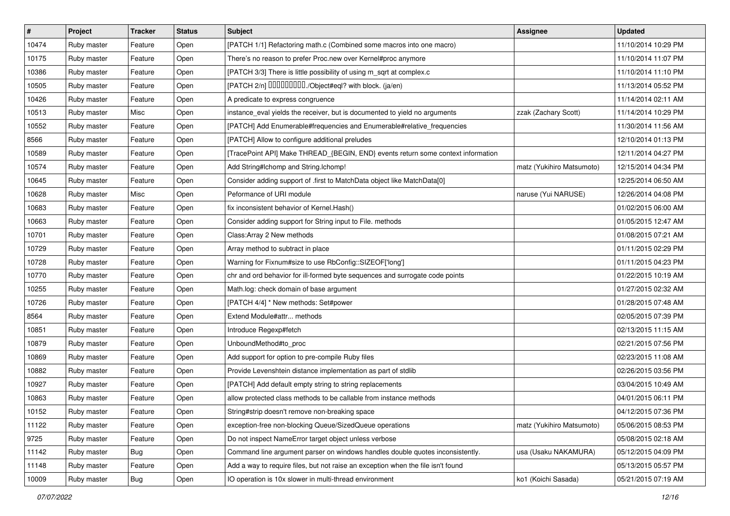| # | Project | Tracker | Status | Subject | Assignee | Updated |
|---|---|---|---|---|---|---|
| 10474 | Ruby master | Feature | Open | [PATCH 1/1] Refactoring math.c (Combined some macros into one macro) | | 11/10/2014 10:29 PM |
| 10175 | Ruby master | Feature | Open | There’s no reason to prefer Proc.new over Kernel#proc anymore | | 11/10/2014 11:07 PM |
| 10386 | Ruby master | Feature | Open | [PATCH 3/3] There is little possibility of using m_sqrt at complex.c | | 11/10/2014 11:10 PM |
| 10505 | Ruby master | Feature | Open | [PATCH 2/n] □□□□□□□□□./Object#eql? with block. (ja/en) | | 11/13/2014 05:52 PM |
| 10426 | Ruby master | Feature | Open | A predicate to express congruence | | 11/14/2014 02:11 AM |
| 10513 | Ruby master | Misc | Open | instance_eval yields the receiver, but is documented to yield no arguments | zzak (Zachary Scott) | 11/14/2014 10:29 PM |
| 10552 | Ruby master | Feature | Open | [PATCH] Add Enumerable#frequencies and Enumerable#relative_frequencies | | 11/30/2014 11:56 AM |
| 8566 | Ruby master | Feature | Open | [PATCH] Allow to configure additional preludes | | 12/10/2014 01:13 PM |
| 10589 | Ruby master | Feature | Open | [TracePoint API] Make THREAD_{BEGIN, END} events return some context information | | 12/11/2014 04:27 PM |
| 10574 | Ruby master | Feature | Open | Add String#lchomp and String.lchomp! | matz (Yukihiro Matsumoto) | 12/15/2014 04:34 PM |
| 10645 | Ruby master | Feature | Open | Consider adding support of .first to MatchData object like MatchData[0] | | 12/25/2014 06:50 AM |
| 10628 | Ruby master | Misc | Open | Peformance of URI module | naruse (Yui NARUSE) | 12/26/2014 04:08 PM |
| 10683 | Ruby master | Feature | Open | fix inconsistent behavior of Kernel.Hash() | | 01/02/2015 06:00 AM |
| 10663 | Ruby master | Feature | Open | Consider adding support for String input to File. methods | | 01/05/2015 12:47 AM |
| 10701 | Ruby master | Feature | Open | Class:Array 2 New methods | | 01/08/2015 07:21 AM |
| 10729 | Ruby master | Feature | Open | Array method to subtract in place | | 01/11/2015 02:29 PM |
| 10728 | Ruby master | Feature | Open | Warning for Fixnum#size to use RbConfig::SIZEOF['long'] | | 01/11/2015 04:23 PM |
| 10770 | Ruby master | Feature | Open | chr and ord behavior for ill-formed byte sequences and surrogate code points | | 01/22/2015 10:19 AM |
| 10255 | Ruby master | Feature | Open | Math.log: check domain of base argument | | 01/27/2015 02:32 AM |
| 10726 | Ruby master | Feature | Open | [PATCH 4/4] * New methods: Set#power | | 01/28/2015 07:48 AM |
| 8564 | Ruby master | Feature | Open | Extend Module#attr... methods | | 02/05/2015 07:39 PM |
| 10851 | Ruby master | Feature | Open | Introduce Regexp#fetch | | 02/13/2015 11:15 AM |
| 10879 | Ruby master | Feature | Open | UnboundMethod#to_proc | | 02/21/2015 07:56 PM |
| 10869 | Ruby master | Feature | Open | Add support for option to pre-compile Ruby files | | 02/23/2015 11:08 AM |
| 10882 | Ruby master | Feature | Open | Provide Levenshtein distance implementation as part of stdlib | | 02/26/2015 03:56 PM |
| 10927 | Ruby master | Feature | Open | [PATCH] Add default empty string to string replacements | | 03/04/2015 10:49 AM |
| 10863 | Ruby master | Feature | Open | allow protected class methods to be callable from instance methods | | 04/01/2015 06:11 PM |
| 10152 | Ruby master | Feature | Open | String#strip doesn't remove non-breaking space | | 04/12/2015 07:36 PM |
| 11122 | Ruby master | Feature | Open | exception-free non-blocking Queue/SizedQueue operations | matz (Yukihiro Matsumoto) | 05/06/2015 08:53 PM |
| 9725 | Ruby master | Feature | Open | Do not inspect NameError target object unless verbose | | 05/08/2015 02:18 AM |
| 11142 | Ruby master | Bug | Open | Command line argument parser on windows handles double quotes inconsistently. | usa (Usaku NAKAMURA) | 05/12/2015 04:09 PM |
| 11148 | Ruby master | Feature | Open | Add a way to require files, but not raise an exception when the file isn't found | | 05/13/2015 05:57 PM |
| 10009 | Ruby master | Bug | Open | IO operation is 10x slower in multi-thread environment | ko1 (Koichi Sasada) | 05/21/2015 07:19 AM |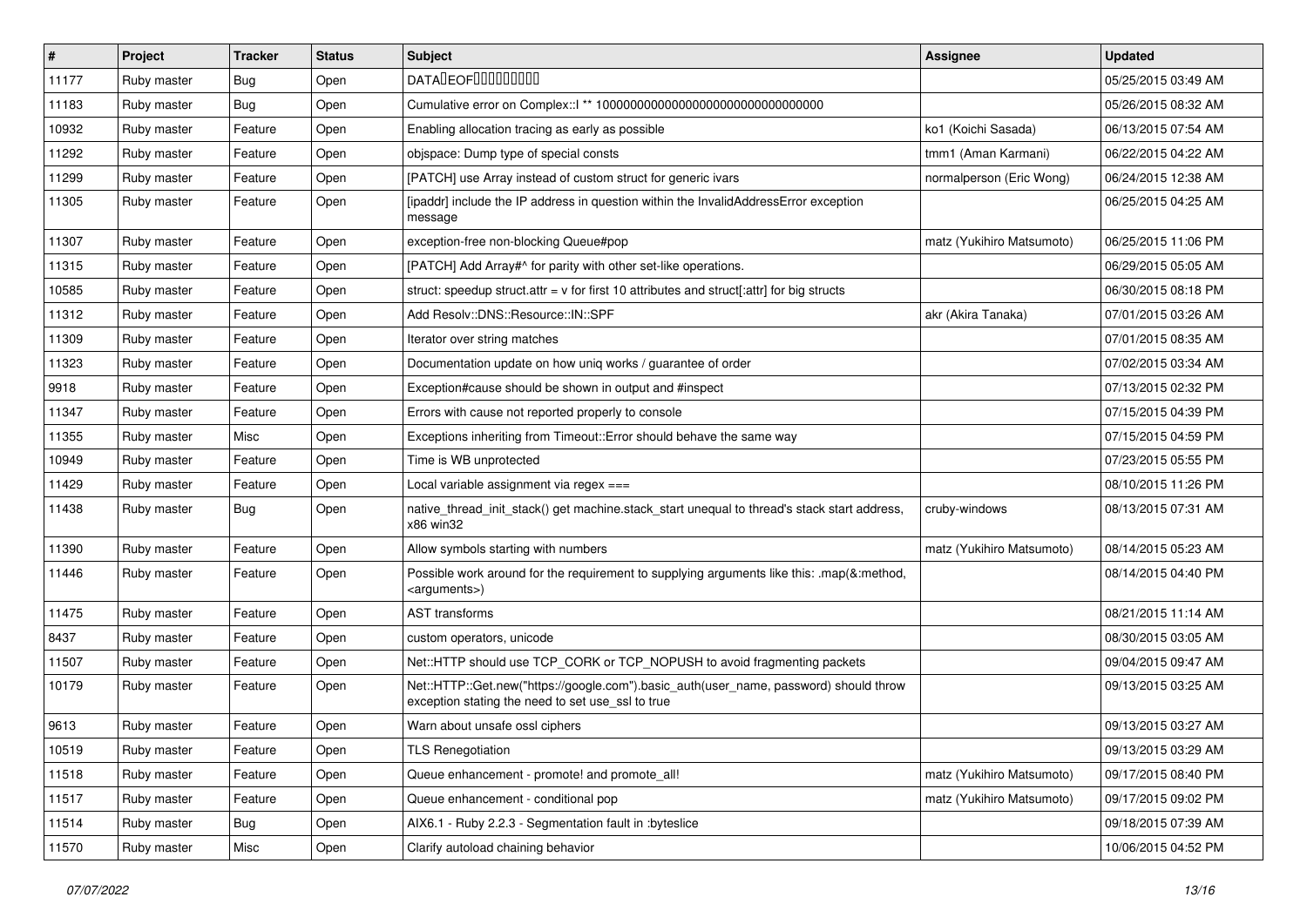| # | Project | Tracker | Status | Subject | Assignee | Updated |
|---|---|---|---|---|---|---|
| 11177 | Ruby master | Bug | Open | DATA�EOF���������� | | 05/25/2015 03:49 AM |
| 11183 | Ruby master | Bug | Open | Cumulative error on Complex::I ** 100000000000000000000000000000000 | | 05/26/2015 08:32 AM |
| 10932 | Ruby master | Feature | Open | Enabling allocation tracing as early as possible | ko1 (Koichi Sasada) | 06/13/2015 07:54 AM |
| 11292 | Ruby master | Feature | Open | objspace: Dump type of special consts | tmm1 (Aman Karmani) | 06/22/2015 04:22 AM |
| 11299 | Ruby master | Feature | Open | [PATCH] use Array instead of custom struct for generic ivars | normalperson (Eric Wong) | 06/24/2015 12:38 AM |
| 11305 | Ruby master | Feature | Open | [ipaddr] include the IP address in question within the InvalidAddressError exception message | | 06/25/2015 04:25 AM |
| 11307 | Ruby master | Feature | Open | exception-free non-blocking Queue#pop | matz (Yukihiro Matsumoto) | 06/25/2015 11:06 PM |
| 11315 | Ruby master | Feature | Open | [PATCH] Add Array#^ for parity with other set-like operations. | | 06/29/2015 05:05 AM |
| 10585 | Ruby master | Feature | Open | struct: speedup struct.attr = v for first 10 attributes and struct[:attr] for big structs | | 06/30/2015 08:18 PM |
| 11312 | Ruby master | Feature | Open | Add Resolv::DNS::Resource::IN::SPF | akr (Akira Tanaka) | 07/01/2015 03:26 AM |
| 11309 | Ruby master | Feature | Open | Iterator over string matches | | 07/01/2015 08:35 AM |
| 11323 | Ruby master | Feature | Open | Documentation update on how uniq works / guarantee of order | | 07/02/2015 03:34 AM |
| 9918 | Ruby master | Feature | Open | Exception#cause should be shown in output and #inspect | | 07/13/2015 02:32 PM |
| 11347 | Ruby master | Feature | Open | Errors with cause not reported properly to console | | 07/15/2015 04:39 PM |
| 11355 | Ruby master | Misc | Open | Exceptions inheriting from Timeout::Error should behave the same way | | 07/15/2015 04:59 PM |
| 10949 | Ruby master | Feature | Open | Time is WB unprotected | | 07/23/2015 05:55 PM |
| 11429 | Ruby master | Feature | Open | Local variable assignment via regex === | | 08/10/2015 11:26 PM |
| 11438 | Ruby master | Bug | Open | native_thread_init_stack() get machine.stack_start unequal to thread's stack start address, x86 win32 | cruby-windows | 08/13/2015 07:31 AM |
| 11390 | Ruby master | Feature | Open | Allow symbols starting with numbers | matz (Yukihiro Matsumoto) | 08/14/2015 05:23 AM |
| 11446 | Ruby master | Feature | Open | Possible work around for the requirement to supplying arguments like this: .map(&:method, <arguments>) | | 08/14/2015 04:40 PM |
| 11475 | Ruby master | Feature | Open | AST transforms | | 08/21/2015 11:14 AM |
| 8437 | Ruby master | Feature | Open | custom operators, unicode | | 08/30/2015 03:05 AM |
| 11507 | Ruby master | Feature | Open | Net::HTTP should use TCP_CORK or TCP_NOPUSH to avoid fragmenting packets | | 09/04/2015 09:47 AM |
| 10179 | Ruby master | Feature | Open | Net::HTTP::Get.new("https://google.com").basic_auth(user_name, password) should throw exception stating the need to set use_ssl to true | | 09/13/2015 03:25 AM |
| 9613 | Ruby master | Feature | Open | Warn about unsafe ossl ciphers | | 09/13/2015 03:27 AM |
| 10519 | Ruby master | Feature | Open | TLS Renegotiation | | 09/13/2015 03:29 AM |
| 11518 | Ruby master | Feature | Open | Queue enhancement - promote! and promote_all! | matz (Yukihiro Matsumoto) | 09/17/2015 08:40 PM |
| 11517 | Ruby master | Feature | Open | Queue enhancement - conditional pop | matz (Yukihiro Matsumoto) | 09/17/2015 09:02 PM |
| 11514 | Ruby master | Bug | Open | AIX6.1 - Ruby 2.2.3 - Segmentation fault in :byteslice | | 09/18/2015 07:39 AM |
| 11570 | Ruby master | Misc | Open | Clarify autoload chaining behavior | | 10/06/2015 04:52 PM |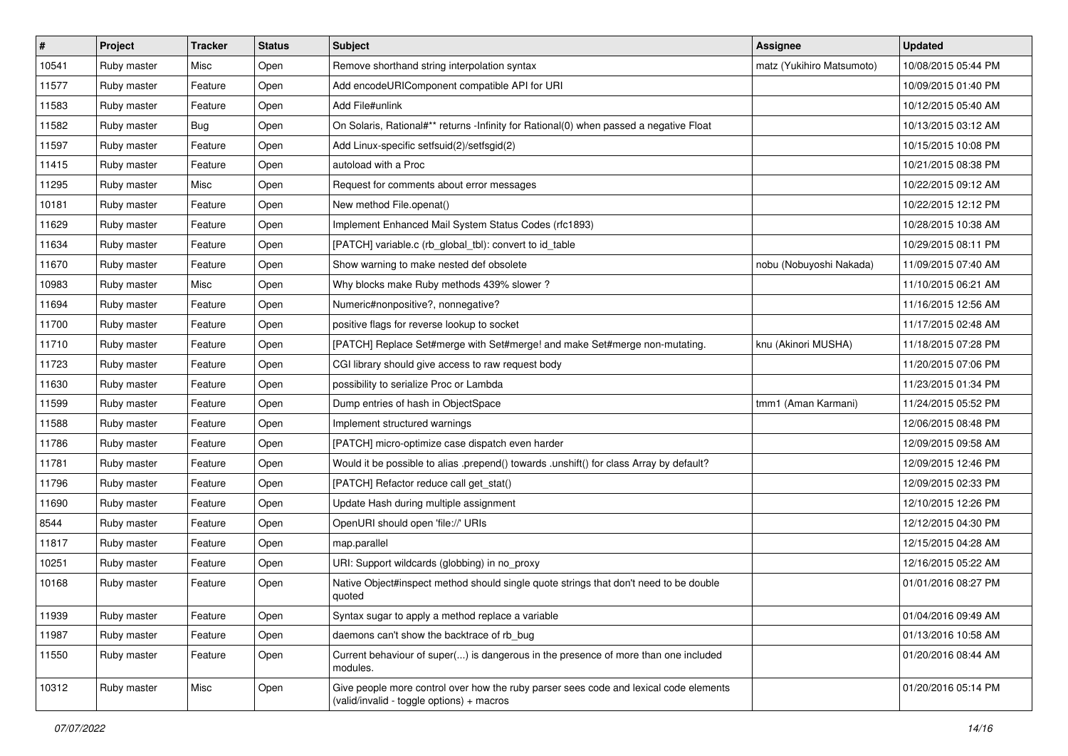| # | Project | Tracker | Status | Subject | Assignee | Updated |
|---|---|---|---|---|---|---|
| 10541 | Ruby master | Misc | Open | Remove shorthand string interpolation syntax | matz (Yukihiro Matsumoto) | 10/08/2015 05:44 PM |
| 11577 | Ruby master | Feature | Open | Add encodeURIComponent compatible API for URI | | 10/09/2015 01:40 PM |
| 11583 | Ruby master | Feature | Open | Add File#unlink | | 10/12/2015 05:40 AM |
| 11582 | Ruby master | Bug | Open | On Solaris, Rational#** returns -Infinity for Rational(0) when passed a negative Float | | 10/13/2015 03:12 AM |
| 11597 | Ruby master | Feature | Open | Add Linux-specific setfsuid(2)/setfsgid(2) | | 10/15/2015 10:08 PM |
| 11415 | Ruby master | Feature | Open | autoload with a Proc | | 10/21/2015 08:38 PM |
| 11295 | Ruby master | Misc | Open | Request for comments about error messages | | 10/22/2015 09:12 AM |
| 10181 | Ruby master | Feature | Open | New method File.openat() | | 10/22/2015 12:12 PM |
| 11629 | Ruby master | Feature | Open | Implement Enhanced Mail System Status Codes (rfc1893) | | 10/28/2015 10:38 AM |
| 11634 | Ruby master | Feature | Open | [PATCH] variable.c (rb_global_tbl): convert to id_table | | 10/29/2015 08:11 PM |
| 11670 | Ruby master | Feature | Open | Show warning to make nested def obsolete | nobu (Nobuyoshi Nakada) | 11/09/2015 07:40 AM |
| 10983 | Ruby master | Misc | Open | Why blocks make Ruby methods 439% slower ? | | 11/10/2015 06:21 AM |
| 11694 | Ruby master | Feature | Open | Numeric#nonpositive?, nonnegative? | | 11/16/2015 12:56 AM |
| 11700 | Ruby master | Feature | Open | positive flags for reverse lookup to socket | | 11/17/2015 02:48 AM |
| 11710 | Ruby master | Feature | Open | [PATCH] Replace Set#merge with Set#merge! and make Set#merge non-mutating. | knu (Akinori MUSHA) | 11/18/2015 07:28 PM |
| 11723 | Ruby master | Feature | Open | CGI library should give access to raw request body | | 11/20/2015 07:06 PM |
| 11630 | Ruby master | Feature | Open | possibility to serialize Proc or Lambda | | 11/23/2015 01:34 PM |
| 11599 | Ruby master | Feature | Open | Dump entries of hash in ObjectSpace | tmm1 (Aman Karmani) | 11/24/2015 05:52 PM |
| 11588 | Ruby master | Feature | Open | Implement structured warnings | | 12/06/2015 08:48 PM |
| 11786 | Ruby master | Feature | Open | [PATCH] micro-optimize case dispatch even harder | | 12/09/2015 09:58 AM |
| 11781 | Ruby master | Feature | Open | Would it be possible to alias .prepend() towards .unshift() for class Array by default? | | 12/09/2015 12:46 PM |
| 11796 | Ruby master | Feature | Open | [PATCH] Refactor reduce call get_stat() | | 12/09/2015 02:33 PM |
| 11690 | Ruby master | Feature | Open | Update Hash during multiple assignment | | 12/10/2015 12:26 PM |
| 8544 | Ruby master | Feature | Open | OpenURI should open 'file://' URIs | | 12/12/2015 04:30 PM |
| 11817 | Ruby master | Feature | Open | map.parallel | | 12/15/2015 04:28 AM |
| 10251 | Ruby master | Feature | Open | URI: Support wildcards (globbing) in no_proxy | | 12/16/2015 05:22 AM |
| 10168 | Ruby master | Feature | Open | Native Object#inspect method should single quote strings that don't need to be double quoted | | 01/01/2016 08:27 PM |
| 11939 | Ruby master | Feature | Open | Syntax sugar to apply a method replace a variable | | 01/04/2016 09:49 AM |
| 11987 | Ruby master | Feature | Open | daemons can't show the backtrace of rb_bug | | 01/13/2016 10:58 AM |
| 11550 | Ruby master | Feature | Open | Current behaviour of super(...) is dangerous in the presence of more than one included modules. | | 01/20/2016 08:44 AM |
| 10312 | Ruby master | Misc | Open | Give people more control over how the ruby parser sees code and lexical code elements (valid/invalid - toggle options) + macros | | 01/20/2016 05:14 PM |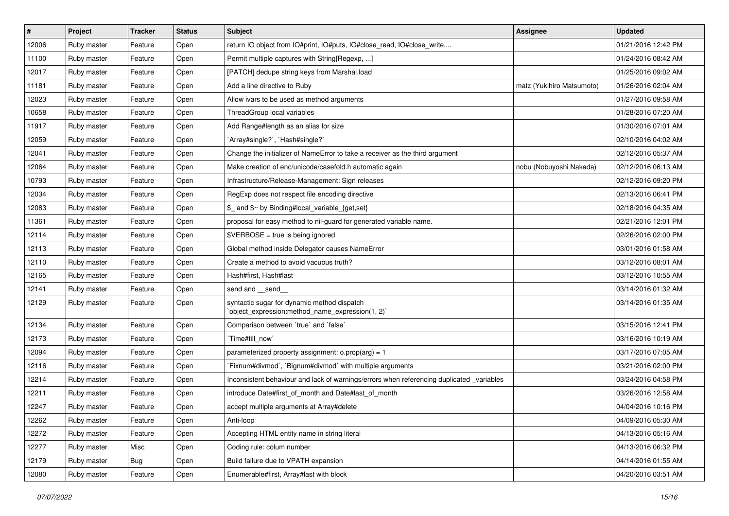| # | Project | Tracker | Status | Subject | Assignee | Updated |
|---|---|---|---|---|---|---|
| 12006 | Ruby master | Feature | Open | return IO object from IO#print, IO#puts, IO#close_read, IO#close_write,... | | 01/21/2016 12:42 PM |
| 11100 | Ruby master | Feature | Open | Permit multiple captures with String[Regexp, ...] | | 01/24/2016 08:42 AM |
| 12017 | Ruby master | Feature | Open | [PATCH] dedupe string keys from Marshal.load | | 01/25/2016 09:02 AM |
| 11181 | Ruby master | Feature | Open | Add a line directive to Ruby | matz (Yukihiro Matsumoto) | 01/26/2016 02:04 AM |
| 12023 | Ruby master | Feature | Open | Allow ivars to be used as method arguments | | 01/27/2016 09:58 AM |
| 10658 | Ruby master | Feature | Open | ThreadGroup local variables | | 01/28/2016 07:20 AM |
| 11917 | Ruby master | Feature | Open | Add Range#length as an alias for size | | 01/30/2016 07:01 AM |
| 12059 | Ruby master | Feature | Open | `Array#single?`, `Hash#single?` | | 02/10/2016 04:02 AM |
| 12041 | Ruby master | Feature | Open | Change the initializer of NameError to take a receiver as the third argument | | 02/12/2016 05:37 AM |
| 12064 | Ruby master | Feature | Open | Make creation of enc/unicode/casefold.h automatic again | nobu (Nobuyoshi Nakada) | 02/12/2016 06:13 AM |
| 10793 | Ruby master | Feature | Open | Infrastructure/Release-Management: Sign releases | | 02/12/2016 09:20 PM |
| 12034 | Ruby master | Feature | Open | RegExp does not respect file encoding directive | | 02/13/2016 06:41 PM |
| 12083 | Ruby master | Feature | Open | $_ and $~ by Binding#local_variable_{get,set} | | 02/18/2016 04:35 AM |
| 11361 | Ruby master | Feature | Open | proposal for easy method to nil-guard for generated variable name. | | 02/21/2016 12:01 PM |
| 12114 | Ruby master | Feature | Open | $VERBOSE = true is being ignored | | 02/26/2016 02:00 PM |
| 12113 | Ruby master | Feature | Open | Global method inside Delegator causes NameError | | 03/01/2016 01:58 AM |
| 12110 | Ruby master | Feature | Open | Create a method to avoid vacuous truth? | | 03/12/2016 08:01 AM |
| 12165 | Ruby master | Feature | Open | Hash#first, Hash#last | | 03/12/2016 10:55 AM |
| 12141 | Ruby master | Feature | Open | send and __send__ | | 03/14/2016 01:32 AM |
| 12129 | Ruby master | Feature | Open | syntactic sugar for dynamic method dispatch `object_expression:method_name_expression(1, 2)` | | 03/14/2016 01:35 AM |
| 12134 | Ruby master | Feature | Open | Comparison between `true` and `false` | | 03/15/2016 12:41 PM |
| 12173 | Ruby master | Feature | Open | `Time#till_now` | | 03/16/2016 10:19 AM |
| 12094 | Ruby master | Feature | Open | parameterized property assignment: o.prop(arg) = 1 | | 03/17/2016 07:05 AM |
| 12116 | Ruby master | Feature | Open | `Fixnum#divmod`, `Bignum#divmod` with multiple arguments | | 03/21/2016 02:00 PM |
| 12214 | Ruby master | Feature | Open | Inconsistent behaviour and lack of warnings/errors when referencing duplicated _variables | | 03/24/2016 04:58 PM |
| 12211 | Ruby master | Feature | Open | introduce Date#first_of_month and Date#last_of_month | | 03/26/2016 12:58 AM |
| 12247 | Ruby master | Feature | Open | accept multiple arguments at Array#delete | | 04/04/2016 10:16 PM |
| 12262 | Ruby master | Feature | Open | Anti-loop | | 04/09/2016 05:30 AM |
| 12272 | Ruby master | Feature | Open | Accepting HTML entity name in string literal | | 04/13/2016 05:16 AM |
| 12277 | Ruby master | Misc | Open | Coding rule: colum number | | 04/13/2016 06:32 PM |
| 12179 | Ruby master | Bug | Open | Build failure due to VPATH expansion | | 04/14/2016 01:55 AM |
| 12080 | Ruby master | Feature | Open | Enumerable#first, Array#last with block | | 04/20/2016 03:51 AM |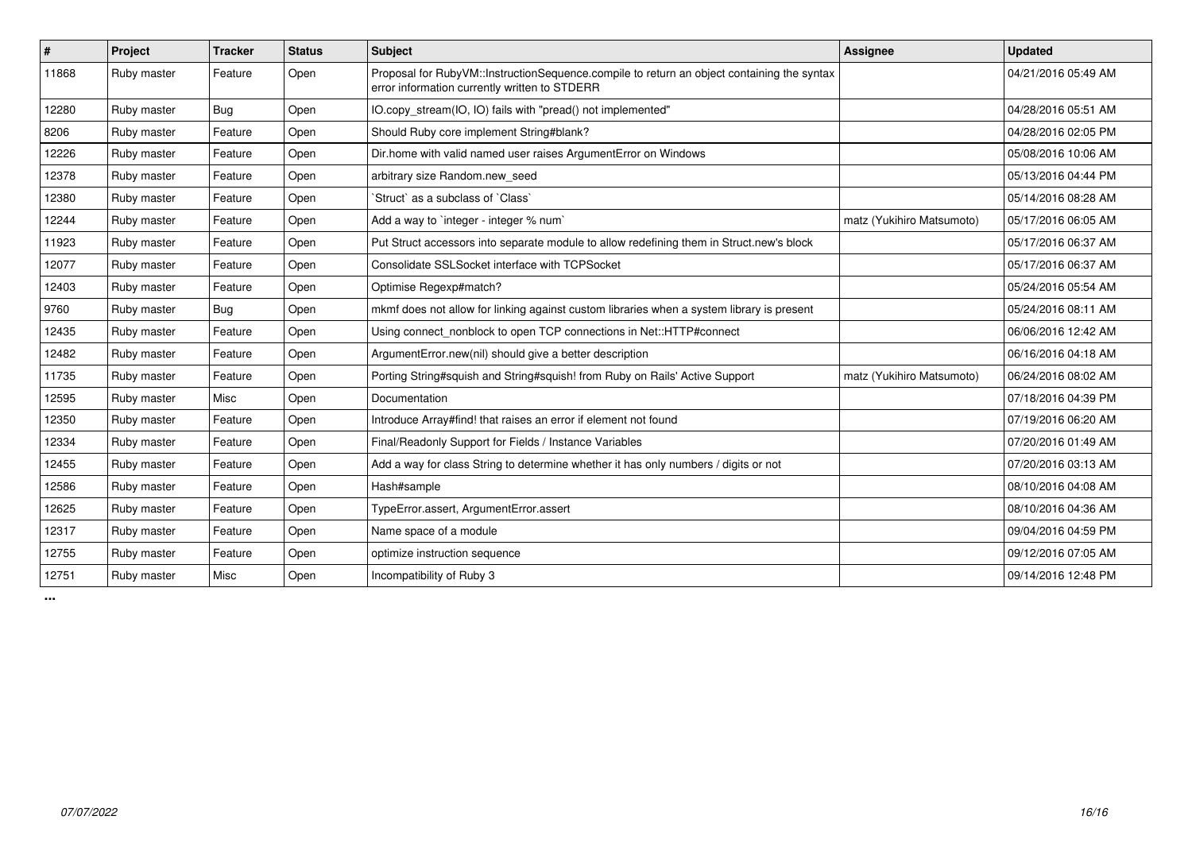| # | Project | Tracker | Status | Subject | Assignee | Updated |
|---|---|---|---|---|---|---|
| 11868 | Ruby master | Feature | Open | Proposal for RubyVM::InstructionSequence.compile to return an object containing the syntax error information currently written to STDERR | | 04/21/2016 05:49 AM |
| 12280 | Ruby master | Bug | Open | IO.copy_stream(IO, IO) fails with "pread() not implemented" | | 04/28/2016 05:51 AM |
| 8206 | Ruby master | Feature | Open | Should Ruby core implement String#blank? | | 04/28/2016 02:05 PM |
| 12226 | Ruby master | Feature | Open | Dir.home with valid named user raises ArgumentError on Windows | | 05/08/2016 10:06 AM |
| 12378 | Ruby master | Feature | Open | arbitrary size Random.new_seed | | 05/13/2016 04:44 PM |
| 12380 | Ruby master | Feature | Open | `Struct` as a subclass of `Class` | | 05/14/2016 08:28 AM |
| 12244 | Ruby master | Feature | Open | Add a way to `integer - integer % num` | matz (Yukihiro Matsumoto) | 05/17/2016 06:05 AM |
| 11923 | Ruby master | Feature | Open | Put Struct accessors into separate module to allow redefining them in Struct.new's block | | 05/17/2016 06:37 AM |
| 12077 | Ruby master | Feature | Open | Consolidate SSLSocket interface with TCPSocket | | 05/17/2016 06:37 AM |
| 12403 | Ruby master | Feature | Open | Optimise Regexp#match? | | 05/24/2016 05:54 AM |
| 9760 | Ruby master | Bug | Open | mkmf does not allow for linking against custom libraries when a system library is present | | 05/24/2016 08:11 AM |
| 12435 | Ruby master | Feature | Open | Using connect_nonblock to open TCP connections in Net::HTTP#connect | | 06/06/2016 12:42 AM |
| 12482 | Ruby master | Feature | Open | ArgumentError.new(nil) should give a better description | | 06/16/2016 04:18 AM |
| 11735 | Ruby master | Feature | Open | Porting String#squish and String#squish! from Ruby on Rails' Active Support | matz (Yukihiro Matsumoto) | 06/24/2016 08:02 AM |
| 12595 | Ruby master | Misc | Open | Documentation | | 07/18/2016 04:39 PM |
| 12350 | Ruby master | Feature | Open | Introduce Array#find! that raises an error if element not found | | 07/19/2016 06:20 AM |
| 12334 | Ruby master | Feature | Open | Final/Readonly Support for Fields / Instance Variables | | 07/20/2016 01:49 AM |
| 12455 | Ruby master | Feature | Open | Add a way for class String to determine whether it has only numbers / digits or not | | 07/20/2016 03:13 AM |
| 12586 | Ruby master | Feature | Open | Hash#sample | | 08/10/2016 04:08 AM |
| 12625 | Ruby master | Feature | Open | TypeError.assert, ArgumentError.assert | | 08/10/2016 04:36 AM |
| 12317 | Ruby master | Feature | Open | Name space of a module | | 09/04/2016 04:59 PM |
| 12755 | Ruby master | Feature | Open | optimize instruction sequence | | 09/12/2016 07:05 AM |
| 12751 | Ruby master | Misc | Open | Incompatibility of Ruby 3 | | 09/14/2016 12:48 PM |

...